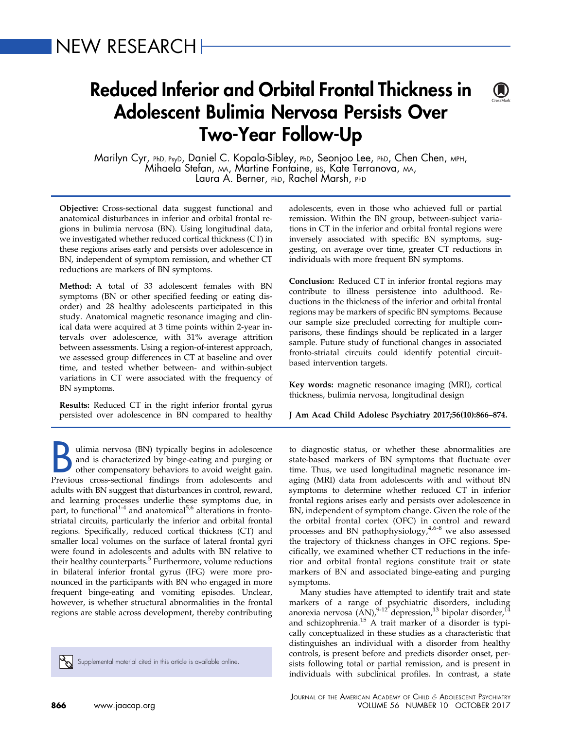NEW RESEARCH

# Reduced Inferior and Orbital Frontal Thickness in Adolescent Bulimia Nervosa Persists Over Two-Year Follow-Up

Marilyn Cyr, PhD, PsyD, Daniel C. Kopala-Sibley, PhD, Seonjoo Lee, PhD, Chen Chen, MPH, Mihaela Stefan, MA, Martine Fontaine, BS, Kate Terranova, MA, Laura A. Berner, PhD, Rachel Marsh, PhD

**Objective:** Cross-sectional data suggest functional and anatomical disturbances in inferior and orbital frontal regions in bulimia nervosa (BN). Using longitudinal data, we investigated whether reduced cortical thickness (CT) in these regions arises early and persists over adolescence in BN, independent of symptom remission, and whether CT reductions are markers of BN symptoms.

**Method:** A total of 33 adolescent females with BN symptoms (BN or other specified feeding or eating disorder) and 28 healthy adolescents participated in this study. Anatomical magnetic resonance imaging and clinical data were acquired at 3 time points within 2-year intervals over adolescence, with 31% average attrition between assessments. Using a region-of-interest approach, we assessed group differences in CT at baseline and over time, and tested whether between- and within-subject variations in CT were associated with the frequency of BN symptoms.

**Results:** Reduced CT in the right inferior frontal gyrus persisted over adolescence in BN compared to healthy adolescents, even in those who achieved full or partial remission. Within the BN group, between-subject variations in CT in the inferior and orbital frontal regions were inversely associated with specific BN symptoms, suggesting, on average over time, greater CT reductions in individuals with more frequent BN symptoms.

**Conclusion:** Reduced CT in inferior frontal regions may contribute to illness persistence into adulthood. Reductions in the thickness of the inferior and orbital frontal regions may be markers of specific BN symptoms. Because our sample size precluded correcting for multiple comparisons, these findings should be replicated in a larger sample. Future study of functional changes in associated fronto-striatal circuits could identify potential circuit-based intervention targets.

**Key words:** magnetic resonance imaging (MRI), cortical thickness, bulimia nervosa, longitudinal design

**J Am Acad Child Adolesc Psychiatry 2017;56(10):866–874.**

Bulimia nervosa (BN) typically begins in adolescence and is characterized by binge-eating and purging or other compensatory behaviors to avoid weight gain. Previous cross-sectional findings from adolescents and adults with BN suggest that disturbances in control, reward, and learning processes underlie these symptoms due, in part, to functional[1-4] and anatomical[5,6] alterations in frontostriatal circuits, particularly the inferior and orbital frontal regions. Specifically, reduced cortical thickness (CT) and smaller local volumes on the surface of lateral frontal gyri were found in adolescents and adults with BN relative to their healthy counterparts.[5] Furthermore, volume reductions in bilateral inferior frontal gyrus (IFG) were more pronounced in the participants with BN who engaged in more frequent binge-eating and vomiting episodes. Unclear, however, is whether structural abnormalities in the frontal regions are stable across development, thereby contributing to diagnostic status, or whether these abnormalities are state-based markers of BN symptoms that fluctuate over time. Thus, we used longitudinal magnetic resonance imaging (MRI) data from adolescents with and without BN symptoms to determine whether reduced CT in inferior frontal regions arises early and persists over adolescence in BN, independent of symptom change. Given the role of the the orbital frontal cortex (OFC) in control and reward processes and BN pathophysiology,[4,6-8] we also assessed the trajectory of thickness changes in OFC regions. Specifically, we examined whether CT reductions in the inferior and orbital frontal regions constitute trait or state markers of BN and associated binge-eating and purging symptoms.

Many studies have attempted to identify trait and state markers of a range of psychiatric disorders, including anorexia nervosa (AN),[9-12] depression,[13] bipolar disorder,[14] and schizophrenia.[15] A trait marker of a disorder is typically conceptualized in these studies as a characteristic that distinguishes an individual with a disorder from healthy controls, is present before and predicts disorder onset, persists following total or partial remission, and is present in individuals with subclinical profiles. In contrast, a state

Supplemental material cited in this article is available online.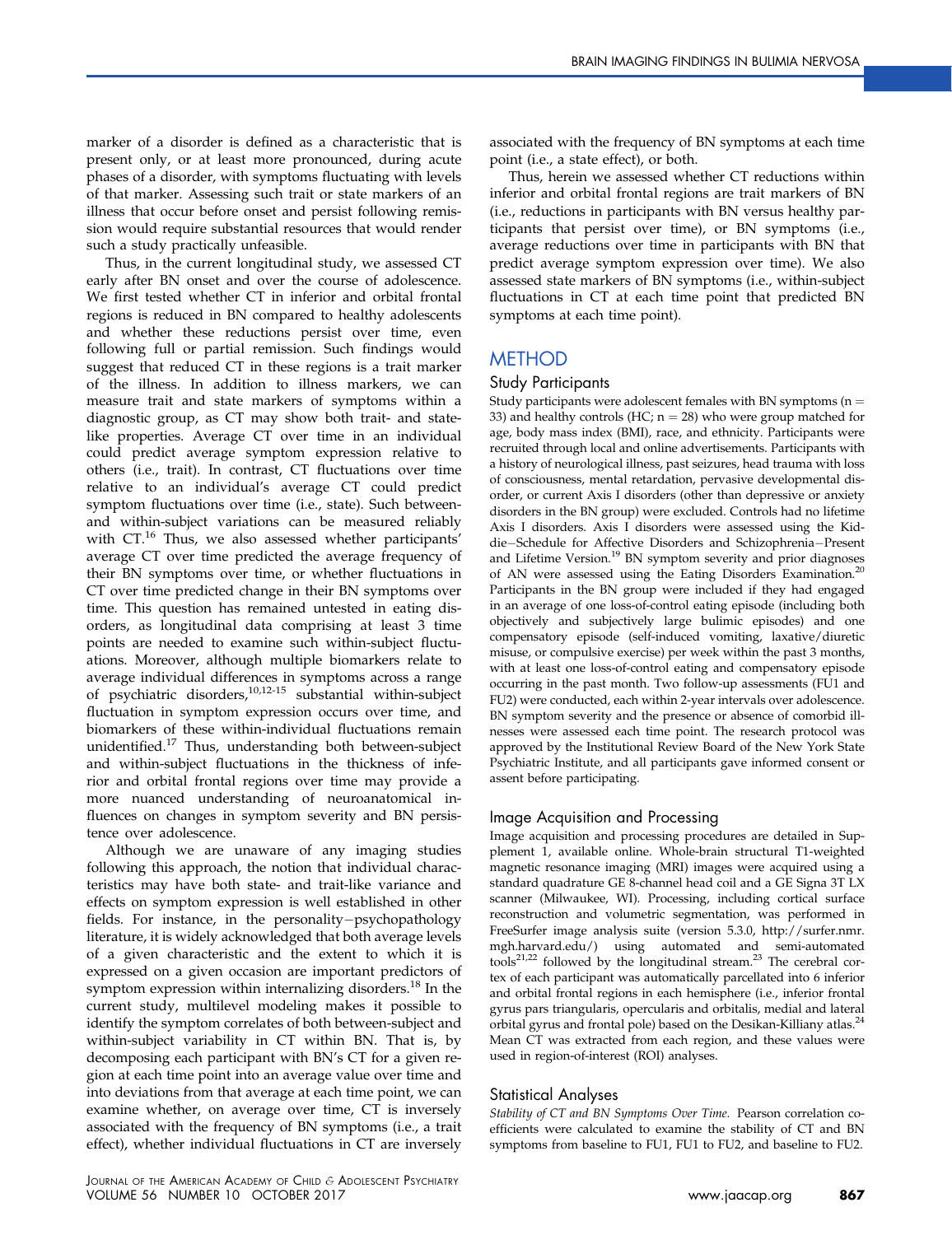marker of a disorder is defined as a characteristic that is present only, or at least more pronounced, during acute phases of a disorder, with symptoms fluctuating with levels of that marker. Assessing such trait or state markers of an illness that occur before onset and persist following remission would require substantial resources that would render such a study practically unfeasible.

Thus, in the current longitudinal study, we assessed CT early after BN onset and over the course of adolescence. We first tested whether CT in inferior and orbital frontal regions is reduced in BN compared to healthy adolescents and whether these reductions persist over time, even following full or partial remission. Such findings would suggest that reduced CT in these regions is a trait marker of the illness. In addition to illness markers, we can measure trait and state markers of symptoms within a diagnostic group, as CT may show both trait- and state-like properties. Average CT over time in an individual could predict average symptom expression relative to others (i.e., trait). In contrast, CT fluctuations over time relative to an individual's average CT could predict symptom fluctuations over time (i.e., state). Such between- and within-subject variations can be measured reliably with CT.[16] Thus, we also assessed whether participants' average CT over time predicted the average frequency of their BN symptoms over time, or whether fluctuations in CT over time predicted change in their BN symptoms over time. This question has remained untested in eating disorders, as longitudinal data comprising at least 3 time points are needed to examine such within-subject fluctuations. Moreover, although multiple biomarkers relate to average individual differences in symptoms across a range of psychiatric disorders,[10,12-15] substantial within-subject fluctuation in symptom expression occurs over time, and biomarkers of these within-individual fluctuations remain unidentified.[17] Thus, understanding both between-subject and within-subject fluctuations in the thickness of inferior and orbital frontal regions over time may provide a more nuanced understanding of neuroanatomical influences on changes in symptom severity and BN persistence over adolescence.

Although we are unaware of any imaging studies following this approach, the notion that individual characteristics may have both state- and trait-like variance and effects on symptom expression is well established in other fields. For instance, in the personality−psychopathology literature, it is widely acknowledged that both average levels of a given characteristic and the extent to which it is expressed on a given occasion are important predictors of symptom expression within internalizing disorders.[18] In the current study, multilevel modeling makes it possible to identify the symptom correlates of both between-subject and within-subject variability in CT within BN. That is, by decomposing each participant with BN's CT for a given region at each time point into an average value over time and into deviations from that average at each time point, we can examine whether, on average over time, CT is inversely associated with the frequency of BN symptoms (i.e., a trait effect), whether individual fluctuations in CT are inversely associated with the frequency of BN symptoms at each time point (i.e., a state effect), or both.

Thus, herein we assessed whether CT reductions within inferior and orbital frontal regions are trait markers of BN (i.e., reductions in participants with BN versus healthy participants that persist over time), or BN symptoms (i.e., average reductions over time in participants with BN that predict average symptom expression over time). We also assessed state markers of BN symptoms (i.e., within-subject fluctuations in CT at each time point that predicted BN symptoms at each time point).

## METHOD

### Study Participants

Study participants were adolescent females with BN symptoms (n = 33) and healthy controls (HC; n = 28) who were group matched for age, body mass index (BMI), race, and ethnicity. Participants were recruited through local and online advertisements. Participants with a history of neurological illness, past seizures, head trauma with loss of consciousness, mental retardation, pervasive developmental disorder, or current Axis I disorders (other than depressive or anxiety disorders in the BN group) were excluded. Controls had no lifetime Axis I disorders. Axis I disorders were assessed using the Kiddie−Schedule for Affective Disorders and Schizophrenia−Present and Lifetime Version.[19] BN symptom severity and prior diagnoses of AN were assessed using the Eating Disorders Examination.[20] Participants in the BN group were included if they had engaged in an average of one loss-of-control eating episode (including both objectively and subjectively large bulimic episodes) and one compensatory episode (self-induced vomiting, laxative/diuretic misuse, or compulsive exercise) per week within the past 3 months, with at least one loss-of-control eating and compensatory episode occurring in the past month. Two follow-up assessments (FU1 and FU2) were conducted, each within 2-year intervals over adolescence. BN symptom severity and the presence or absence of comorbid illnesses were assessed each time point. The research protocol was approved by the Institutional Review Board of the New York State Psychiatric Institute, and all participants gave informed consent or assent before participating.

### Image Acquisition and Processing

Image acquisition and processing procedures are detailed in Supplement 1, available online. Whole-brain structural T1-weighted magnetic resonance imaging (MRI) images were acquired using a standard quadrature GE 8-channel head coil and a GE Signa 3T LX scanner (Milwaukee, WI). Processing, including cortical surface reconstruction and volumetric segmentation, was performed in FreeSurfer image analysis suite (version 5.3.0, http://surfer.nmr.mgh.harvard.edu/) using automated and semi-automated tools[21,22] followed by the longitudinal stream.[23] The cerebral cortex of each participant was automatically parcellated into 6 inferior and orbital frontal regions in each hemisphere (i.e., inferior frontal gyrus pars triangularis, opercularis and orbitalis, medial and lateral orbital gyrus and frontal pole) based on the Desikan-Killiany atlas.[24] Mean CT was extracted from each region, and these values were used in region-of-interest (ROI) analyses.

### Statistical Analyses

*Stability of CT and BN Symptoms Over Time.* Pearson correlation coefficients were calculated to examine the stability of CT and BN symptoms from baseline to FU1, FU1 to FU2, and baseline to FU2.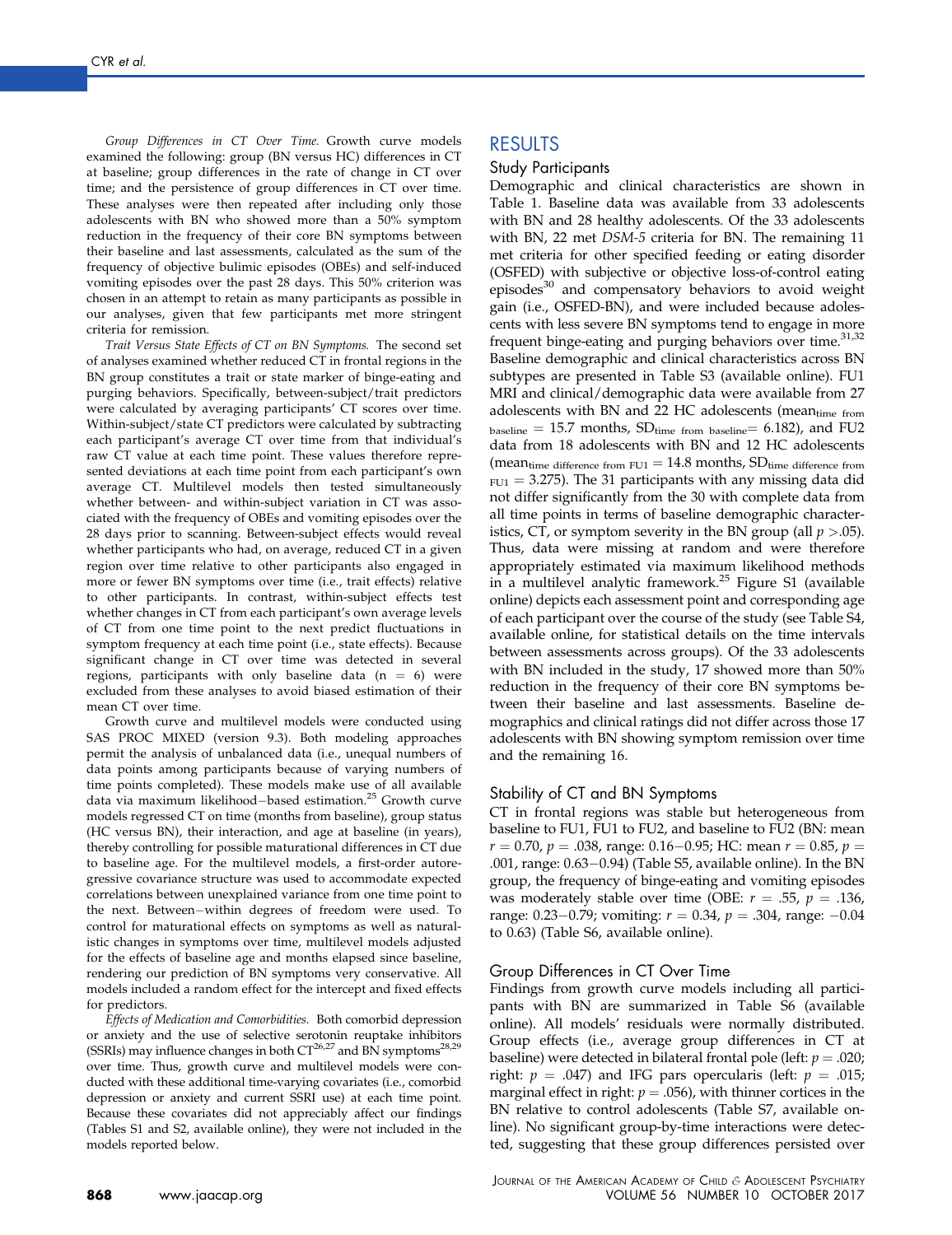*Group Differences in CT Over Time.* Growth curve models examined the following: group (BN versus HC) differences in CT at baseline; group differences in the rate of change in CT over time; and the persistence of group differences in CT over time. These analyses were then repeated after including only those adolescents with BN who showed more than a 50% symptom reduction in the frequency of their core BN symptoms between their baseline and last assessments, calculated as the sum of the frequency of objective bulimic episodes (OBEs) and self-induced vomiting episodes over the past 28 days. This 50% criterion was chosen in an attempt to retain as many participants as possible in our analyses, given that few participants met more stringent criteria for remission.

*Trait Versus State Effects of CT on BN Symptoms.* The second set of analyses examined whether reduced CT in frontal regions in the BN group constitutes a trait or state marker of binge-eating and purging behaviors. Specifically, between-subject/trait predictors were calculated by averaging participants' CT scores over time. Within-subject/state CT predictors were calculated by subtracting each participant's average CT over time from that individual's raw CT value at each time point. These values therefore represented deviations at each time point from each participant's own average CT. Multilevel models then tested simultaneously whether between- and within-subject variation in CT was associated with the frequency of OBEs and vomiting episodes over the 28 days prior to scanning. Between-subject effects would reveal whether participants who had, on average, reduced CT in a given region over time relative to other participants also engaged in more or fewer BN symptoms over time (i.e., trait effects) relative to other participants. In contrast, within-subject effects test whether changes in CT from each participant's own average levels of CT from one time point to the next predict fluctuations in symptom frequency at each time point (i.e., state effects). Because significant change in CT over time was detected in several regions, participants with only baseline data (n = 6) were excluded from these analyses to avoid biased estimation of their mean CT over time.

Growth curve and multilevel models were conducted using SAS PROC MIXED (version 9.3). Both modeling approaches permit the analysis of unbalanced data (i.e., unequal numbers of data points among participants because of varying numbers of time points completed). These models make use of all available data via maximum likelihood−based estimation.[25] Growth curve models regressed CT on time (months from baseline), group status (HC versus BN), their interaction, and age at baseline (in years), thereby controlling for possible maturational differences in CT due to baseline age. For the multilevel models, a first-order autoregressive covariance structure was used to accommodate expected correlations between unexplained variance from one time point to the next. Between−within degrees of freedom were used. To control for maturational effects on symptoms as well as naturalistic changes in symptoms over time, multilevel models adjusted for the effects of baseline age and months elapsed since baseline, rendering our prediction of BN symptoms very conservative. All models included a random effect for the intercept and fixed effects for predictors.

*Effects of Medication and Comorbidities.* Both comorbid depression or anxiety and the use of selective serotonin reuptake inhibitors (SSRIs) may influence changes in both CT[26,27] and BN symptoms[28,29] over time. Thus, growth curve and multilevel models were conducted with these additional time-varying covariates (i.e., comorbid depression or anxiety and current SSRI use) at each time point. Because these covariates did not appreciably affect our findings (Tables S1 and S2, available online), they were not included in the models reported below.

## RESULTS

### Study Participants

Demographic and clinical characteristics are shown in Table 1. Baseline data was available from 33 adolescents with BN and 28 healthy adolescents. Of the 33 adolescents with BN, 22 met *DSM-5* criteria for BN. The remaining 11 met criteria for other specified feeding or eating disorder (OSFED) with subjective or objective loss-of-control eating episodes[30] and compensatory behaviors to avoid weight gain (i.e., OSFED-BN), and were included because adolescents with less severe BN symptoms tend to engage in more frequent binge-eating and purging behaviors over time.[31,32] Baseline demographic and clinical characteristics across BN subtypes are presented in Table S3 (available online). FU1 MRI and clinical/demographic data were available from 27 adolescents with BN and 22 HC adolescents ($\text{mean}_{\text{time from baseline}} = 15.7$ months, $\text{SD}_{\text{time from baseline}} = 6.182$), and FU2 data from 18 adolescents with BN and 12 HC adolescents ($\text{mean}_{\text{time difference from FU1}} = 14.8$ months, $\text{SD}_{\text{time difference from FU1}} = 3.275$). The 31 participants with any missing data did not differ significantly from the 30 with complete data from all time points in terms of baseline demographic characteristics, CT, or symptom severity in the BN group (all $p > .05$). Thus, data were missing at random and were therefore appropriately estimated via maximum likelihood methods in a multilevel analytic framework.[25] Figure S1 (available online) depicts each assessment point and corresponding age of each participant over the course of the study (see Table S4, available online, for statistical details on the time intervals between assessments across groups). Of the 33 adolescents with BN included in the study, 17 showed more than 50% reduction in the frequency of their core BN symptoms between their baseline and last assessments. Baseline demographics and clinical ratings did not differ across those 17 adolescents with BN showing symptom remission over time and the remaining 16.

### Stability of CT and BN Symptoms

CT in frontal regions was stable but heterogeneous from baseline to FU1, FU1 to FU2, and baseline to FU2 (BN: mean $r = 0.70$, $p = .038$, range: 0.16−0.95; HC: mean $r = 0.85$, $p = .001$, range: 0.63−0.94) (Table S5, available online). In the BN group, the frequency of binge-eating and vomiting episodes was moderately stable over time (OBE: $r = .55$, $p = .136$, range: 0.23−0.79; vomiting: $r = 0.34$, $p = .304$, range: −0.04 to 0.63) (Table S6, available online).

### Group Differences in CT Over Time

Findings from growth curve models including all participants with BN are summarized in Table S6 (available online). All models' residuals were normally distributed. Group effects (i.e., average group differences in CT at baseline) were detected in bilateral frontal pole (left: $p = .020$; right: $p = .047$) and IFG pars opercularis (left: $p = .015$; marginal effect in right: $p = .056$), with thinner cortices in the BN relative to control adolescents (Table S7, available online). No significant group-by-time interactions were detected, suggesting that these group differences persisted over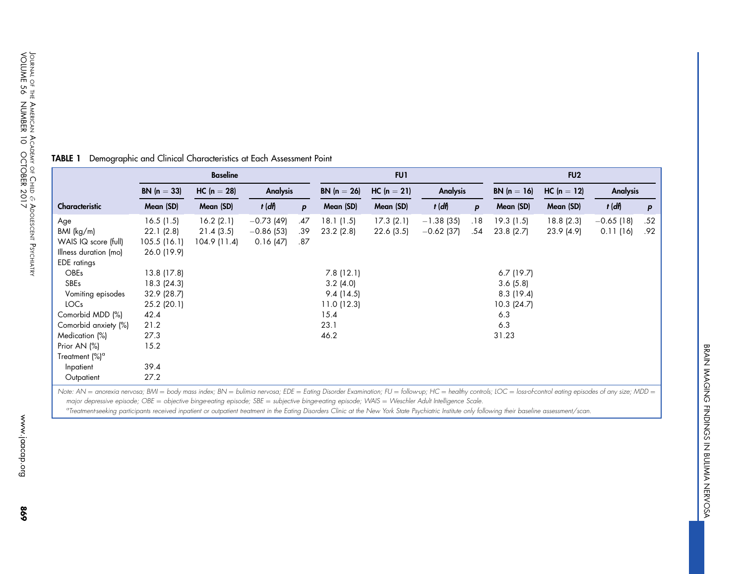**TABLE 1** Demographic and Clinical Characteristics at Each Assessment Point

| | Baseline | | | | FU1 | | | | FU2 | | | |
|---|---|---|---|---|---|---|---|---|---|---|---|---|
| | BN (n = 33) | HC (n = 28) | Analysis | | BN (n = 26) | HC (n = 21) | Analysis | | BN (n = 16) | HC (n = 12) | Analysis | |
| Characteristic | Mean (SD) | Mean (SD) | *t* (*df*) | *p* | Mean (SD) | Mean (SD) | *t* (*df*) | *p* | Mean (SD) | Mean (SD) | *t* (*df*) | *p* |
| Age | 16.5 (1.5) | 16.2 (2.1) | −0.73 (49) | .47 | 18.1 (1.5) | 17.3 (2.1) | −1.38 (35) | .18 | 19.3 (1.5) | 18.8 (2.3) | −0.65 (18) | .52 |
| BMI (kg/m) | 22.1 (2.8) | 21.4 (3.5) | −0.86 (53) | .39 | 23.2 (2.8) | 22.6 (3.5) | −0.62 (37) | .54 | 23.8 (2.7) | 23.9 (4.9) | 0.11 (16) | .92 |
| WAIS IQ score (full) | 105.5 (16.1) | 104.9 (11.4) | 0.16 (47) | .87 | | | | | | | | |
| Illness duration (mo) | 26.0 (19.9) | | | | | | | | | | | |
| EDE ratings | | | | | | | | | | | | |
| OBEs | 13.8 (17.8) | | | | 7.8 (12.1) | | | | 6.7 (19.7) | | | |
| SBEs | 18.3 (24.3) | | | | 3.2 (4.0) | | | | 3.6 (5.8) | | | |
| Vomiting episodes | 32.9 (28.7) | | | | 9.4 (14.5) | | | | 8.3 (19.4) | | | |
| LOCs | 25.2 (20.1) | | | | 11.0 (12.3) | | | | 10.3 (24.7) | | | |
| Comorbid MDD (%) | 42.4 | | | | 15.4 | | | | 6.3 | | | |
| Comorbid anxiety (%) | 21.2 | | | | 23.1 | | | | 6.3 | | | |
| Medication (%) | 27.3 | | | | 46.2 | | | | 31.23 | | | |
| Prior AN (%) | 15.2 | | | | | | | | | | | |
| Treatment (%)[a] | | | | | | | | | | | | |
| Inpatient | 39.4 | | | | | | | | | | | |
| Outpatient | 27.2 | | | | | | | | | | | |

*Note:* AN = anorexia nervosa; BMI = body mass index; BN = bulimia nervosa; EDE = Eating Disorder Examination; FU = follow-up; HC = healthy controls; LOC = loss-of-control eating episodes of any size; MDD = major depressive episode; OBE = objective binge-eating episode; SBE = subjective binge-eating episode; WAIS = Weschler Adult Intelligence Scale.

[a]Treatment-seeking participants received inpatient or outpatient treatment in the Eating Disorders Clinic at the New York State Psychiatric Institute only following their baseline assessment/scan.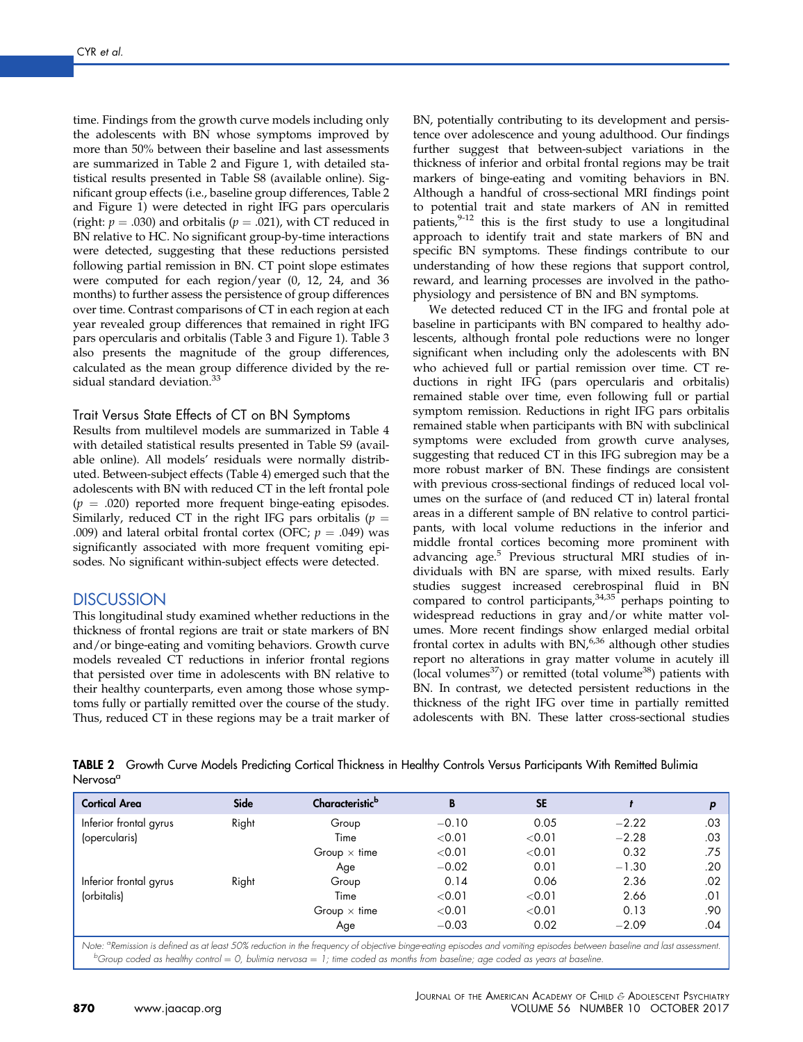time. Findings from the growth curve models including only the adolescents with BN whose symptoms improved by more than 50% between their baseline and last assessments are summarized in Table 2 and Figure 1, with detailed statistical results presented in Table S8 (available online). Significant group effects (i.e., baseline group differences, Table 2 and Figure 1) were detected in right IFG pars opercularis (right: $p = .030$) and orbitalis ($p = .021$), with CT reduced in BN relative to HC. No significant group-by-time interactions were detected, suggesting that these reductions persisted following partial remission in BN. CT point slope estimates were computed for each region/year (0, 12, 24, and 36 months) to further assess the persistence of group differences over time. Contrast comparisons of CT in each region at each year revealed group differences that remained in right IFG pars opercularis and orbitalis (Table 3 and Figure 1). Table 3 also presents the magnitude of the group differences, calculated as the mean group difference divided by the residual standard deviation.[33]

### Trait Versus State Effects of CT on BN Symptoms

Results from multilevel models are summarized in Table 4 with detailed statistical results presented in Table S9 (available online). All models' residuals were normally distributed. Between-subject effects (Table 4) emerged such that the adolescents with BN with reduced CT in the left frontal pole ($p = .020$) reported more frequent binge-eating episodes. Similarly, reduced CT in the right IFG pars orbitalis ($p = .009$) and lateral orbital frontal cortex (OFC; $p = .049$) was significantly associated with more frequent vomiting episodes. No significant within-subject effects were detected.

## DISCUSSION

This longitudinal study examined whether reductions in the thickness of frontal regions are trait or state markers of BN and/or binge-eating and vomiting behaviors. Growth curve models revealed CT reductions in inferior frontal regions that persisted over time in adolescents with BN relative to their healthy counterparts, even among those whose symptoms fully or partially remitted over the course of the study. Thus, reduced CT in these regions may be a trait marker of BN, potentially contributing to its development and persistence over adolescence and young adulthood. Our findings further suggest that between-subject variations in the thickness of inferior and orbital frontal regions may be trait markers of binge-eating and vomiting behaviors in BN. Although a handful of cross-sectional MRI findings point to potential trait and state markers of AN in remitted patients,[9-12] this is the first study to use a longitudinal approach to identify trait and state markers of BN and specific BN symptoms. These findings contribute to our understanding of how these regions that support control, reward, and learning processes are involved in the pathophysiology and persistence of BN and BN symptoms.

We detected reduced CT in the IFG and frontal pole at baseline in participants with BN compared to healthy adolescents, although frontal pole reductions were no longer significant when including only the adolescents with BN who achieved full or partial remission over time. CT reductions in right IFG (pars opercularis and orbitalis) remained stable over time, even following full or partial symptom remission. Reductions in right IFG pars orbitalis remained stable when participants with BN with subclinical symptoms were excluded from growth curve analyses, suggesting that reduced CT in this IFG subregion may be a more robust marker of BN. These findings are consistent with previous cross-sectional findings of reduced local volumes on the surface of (and reduced CT in) lateral frontal areas in a different sample of BN relative to control participants, with local volume reductions in the inferior and middle frontal cortices becoming more prominent with advancing age.[5] Previous structural MRI studies of individuals with BN are sparse, with mixed results. Early studies suggest increased cerebrospinal fluid in BN compared to control participants,[34,35] perhaps pointing to widespread reductions in gray and/or white matter volumes. More recent findings show enlarged medial orbital frontal cortex in adults with BN,[6,36] although other studies report no alterations in gray matter volume in acutely ill (local volumes[37]) or remitted (total volume[38]) patients with BN. In contrast, we detected persistent reductions in the thickness of the right IFG over time in partially remitted adolescents with BN. These latter cross-sectional studies

**TABLE 2** Growth Curve Models Predicting Cortical Thickness in Healthy Controls Versus Participants With Remitted Bulimia Nervosa[a]

| Cortical Area | Side | Characteristic[b] | B | SE | t | p |
|---|---|---|---|---|---|---|
| Inferior frontal gyrus (opercularis) | Right | Group | −0.10 | 0.05 | −2.22 | .03 |
| | | Time | <0.01 | <0.01 | −2.28 | .03 |
| | | Group × time | <0.01 | <0.01 | 0.32 | .75 |
| | | Age | −0.02 | 0.01 | −1.30 | .20 |
| Inferior frontal gyrus (orbitalis) | Right | Group | 0.14 | 0.06 | 2.36 | .02 |
| | | Time | <0.01 | <0.01 | 2.66 | .01 |
| | | Group × time | <0.01 | <0.01 | 0.13 | .90 |
| | | Age | −0.03 | 0.02 | −2.09 | .04 |

Note: [a]Remission is defined as at least 50% reduction in the frequency of objective binge-eating episodes and vomiting episodes between baseline and last assessment.
[b]Group coded as healthy control = 0, bulimia nervosa = 1; time coded as months from baseline; age coded as years at baseline.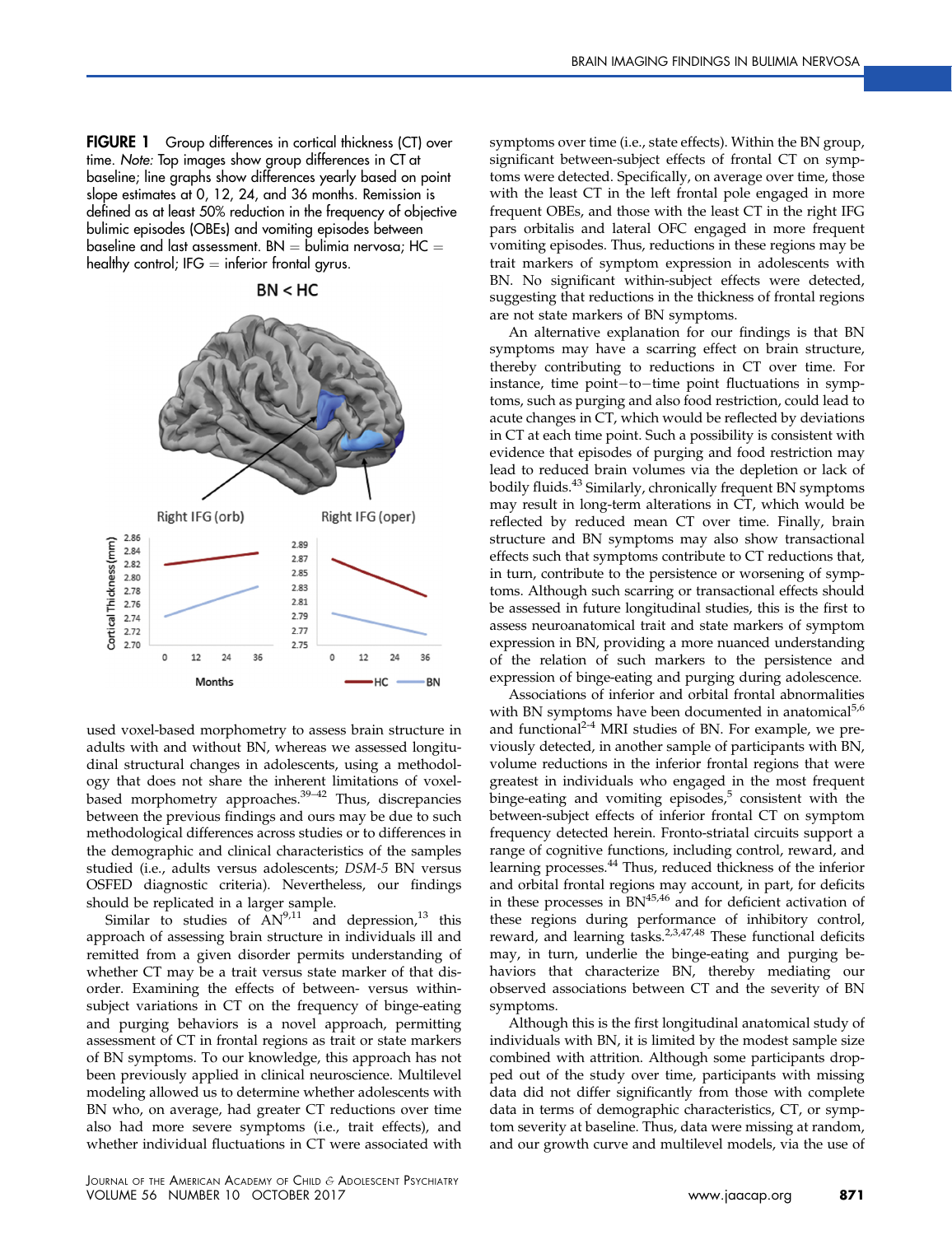**FIGURE 1** Group differences in cortical thickness (CT) over time. *Note:* Top images show group differences in CT at baseline; line graphs show differences yearly based on point slope estimates at 0, 12, 24, and 36 months. Remission is defined as at least 50% reduction in the frequency of objective bulimic episodes (OBEs) and vomiting episodes between baseline and last assessment. BN = bulimia nervosa; HC = healthy control; IFG = inferior frontal gyrus.

used voxel-based morphometry to assess brain structure in adults with and without BN, whereas we assessed longitudinal structural changes in adolescents, using a methodology that does not share the inherent limitations of voxel-based morphometry approaches.[39–42] Thus, discrepancies between the previous findings and ours may be due to such methodological differences across studies or to differences in the demographic and clinical characteristics of the samples studied (i.e., adults versus adolescents; *DSM-5* BN versus OSFED diagnostic criteria). Nevertheless, our findings should be replicated in a larger sample.

Similar to studies of AN[9,11] and depression,[13] this approach of assessing brain structure in individuals ill and remitted from a given disorder permits understanding of whether CT may be a trait versus state marker of that disorder. Examining the effects of between- versus within-subject variations in CT on the frequency of binge-eating and purging behaviors is a novel approach, permitting assessment of CT in frontal regions as trait or state markers of BN symptoms. To our knowledge, this approach has not been previously applied in clinical neuroscience. Multilevel modeling allowed us to determine whether adolescents with BN who, on average, had greater CT reductions over time also had more severe symptoms (i.e., trait effects), and whether individual fluctuations in CT were associated with symptoms over time (i.e., state effects). Within the BN group, significant between-subject effects of frontal CT on symptoms were detected. Specifically, on average over time, those with the least CT in the left frontal pole engaged in more frequent OBEs, and those with the least CT in the right IFG pars orbitalis and lateral OFC engaged in more frequent vomiting episodes. Thus, reductions in these regions may be trait markers of symptom expression in adolescents with BN. No significant within-subject effects were detected, suggesting that reductions in the thickness of frontal regions are not state markers of BN symptoms.

An alternative explanation for our findings is that BN symptoms may have a scarring effect on brain structure, thereby contributing to reductions in CT over time. For instance, time point–to–time point fluctuations in symptoms, such as purging and also food restriction, could lead to acute changes in CT, which would be reflected by deviations in CT at each time point. Such a possibility is consistent with evidence that episodes of purging and food restriction may lead to reduced brain volumes via the depletion or lack of bodily fluids.[43] Similarly, chronically frequent BN symptoms may result in long-term alterations in CT, which would be reflected by reduced mean CT over time. Finally, brain structure and BN symptoms may also show transactional effects such that symptoms contribute to CT reductions that, in turn, contribute to the persistence or worsening of symptoms. Although such scarring or transactional effects should be assessed in future longitudinal studies, this is the first to assess neuroanatomical trait and state markers of symptom expression in BN, providing a more nuanced understanding of the relation of such markers to the persistence and expression of binge-eating and purging during adolescence.

Associations of inferior and orbital frontal abnormalities with BN symptoms have been documented in anatomical[5,6] and functional[2-4] MRI studies of BN. For example, we previously detected, in another sample of participants with BN, volume reductions in the inferior frontal regions that were greatest in individuals who engaged in the most frequent binge-eating and vomiting episodes,[5] consistent with the between-subject effects of inferior frontal CT on symptom frequency detected herein. Fronto-striatal circuits support a range of cognitive functions, including control, reward, and learning processes.[44] Thus, reduced thickness of the inferior and orbital frontal regions may account, in part, for deficits in these processes in BN[45,46] and for deficient activation of these regions during performance of inhibitory control, reward, and learning tasks.[2,3,47,48] These functional deficits may, in turn, underlie the binge-eating and purging behaviors that characterize BN, thereby mediating our observed associations between CT and the severity of BN symptoms.

Although this is the first longitudinal anatomical study of individuals with BN, it is limited by the modest sample size combined with attrition. Although some participants dropped out of the study over time, participants with missing data did not differ significantly from those with complete data in terms of demographic characteristics, CT, or symptom severity at baseline. Thus, data were missing at random, and our growth curve and multilevel models, via the use of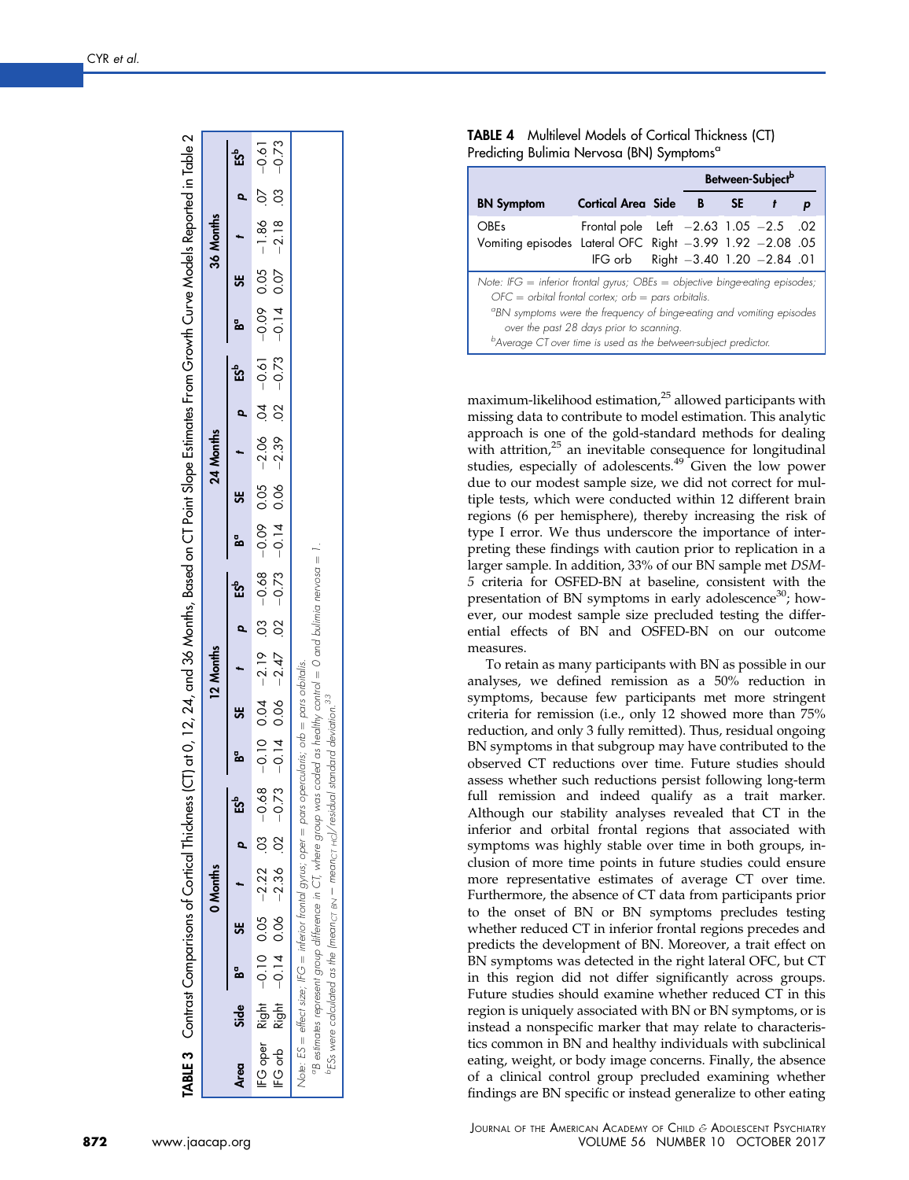**TABLE 3** Contrast Comparisons of Cortical Thickness (CT) at 0, 12, 24, and 36 Months, Based on CT Point Slope Estimates From Growth Curve Models Reported in Table 2

| | | 0 Months | | | | | 12 Months | | | | | 24 Months | | | | | 36 Months | | | | |
|---|---|---|---|---|---|---|---|---|---|---|---|---|---|---|---|---|---|---|---|---|---|
| Area | Side | B[a] | SE | t | p | ES[b] | B[a] | SE | t | p | ES[b] | B[a] | SE | t | p | ES[b] | B[a] | SE | t | p | ES[b] |
| IFG oper | Right | −0.10 | 0.05 | −2.22 | .03 | −0.68 | −0.10 | 0.04 | −2.19 | .03 | −0.68 | −0.09 | 0.05 | −2.06 | .04 | −0.61 | −0.09 | 0.05 | −1.86 | .07 | −0.61 |
| IFG orb | Right | −0.14 | 0.06 | −2.36 | .02 | −0.73 | −0.14 | 0.06 | −2.47 | .02 | −0.73 | −0.14 | 0.06 | −2.39 | .02 | −0.73 | −0.14 | 0.07 | −2.18 | .03 | −0.73 |

Note: ES = effect size; IFG = inferior frontal gyrus; oper = pars opercularis; orb = pars orbitalis.
[a]B estimates represent group difference in CT, where group was coded as healthy control = 0 and bulimia nervosa = 1.
[b]ESs were calculated as the (mean$_{CT\ BN}$ − mean$_{CT\ HC}$)/residual standard deviation.[33]

**TABLE 4** Multilevel Models of Cortical Thickness (CT) Predicting Bulimia Nervosa (BN) Symptoms[a]

| | | | Between-Subject[b] | | | |
|---|---|---|---|---|---|---|
| BN Symptom | Cortical Area | Side | B | SE | t | p |
| OBEs | Frontal pole | Left | −2.63 | 1.05 | −2.5 | .02 |
| Vomiting episodes | Lateral OFC | Right | −3.99 | 1.92 | −2.08 | .05 |
| | IFG orb | Right | −3.40 | 1.20 | −2.84 | .01 |

Note: IFG = inferior frontal gyrus; OBEs = objective binge-eating episodes; OFC = orbital frontal cortex; orb = pars orbitalis.
[a]BN symptoms were the frequency of binge-eating and vomiting episodes over the past 28 days prior to scanning.
[b]Average CT over time is used as the between-subject predictor.

maximum-likelihood estimation,[25] allowed participants with missing data to contribute to model estimation. This analytic approach is one of the gold-standard methods for dealing with attrition,[25] an inevitable consequence for longitudinal studies, especially of adolescents.[49] Given the low power due to our modest sample size, we did not correct for multiple tests, which were conducted within 12 different brain regions (6 per hemisphere), thereby increasing the risk of type I error. We thus underscore the importance of interpreting these findings with caution prior to replication in a larger sample. In addition, 33% of our BN sample met *DSM-5* criteria for OSFED-BN at baseline, consistent with the presentation of BN symptoms in early adolescence[30]; however, our modest sample size precluded testing the differential effects of BN and OSFED-BN on our outcome measures.

To retain as many participants with BN as possible in our analyses, we defined remission as a 50% reduction in symptoms, because few participants met more stringent criteria for remission (i.e., only 12 showed more than 75% reduction, and only 3 fully remitted). Thus, residual ongoing BN symptoms in that subgroup may have contributed to the observed CT reductions over time. Future studies should assess whether such reductions persist following long-term full remission and indeed qualify as a trait marker. Although our stability analyses revealed that CT in the inferior and orbital frontal regions that associated with symptoms was highly stable over time in both groups, inclusion of more time points in future studies could ensure more representative estimates of average CT over time. Furthermore, the absence of CT data from participants prior to the onset of BN or BN symptoms precludes testing whether reduced CT in inferior frontal regions precedes and predicts the development of BN. Moreover, a trait effect on BN symptoms was detected in the right lateral OFC, but CT in this region did not differ significantly across groups. Future studies should examine whether reduced CT in this region is uniquely associated with BN or BN symptoms, or is instead a nonspecific marker that may relate to characteristics common in BN and healthy individuals with subclinical eating, weight, or body image concerns. Finally, the absence of a clinical control group precluded examining whether findings are BN specific or instead generalize to other eating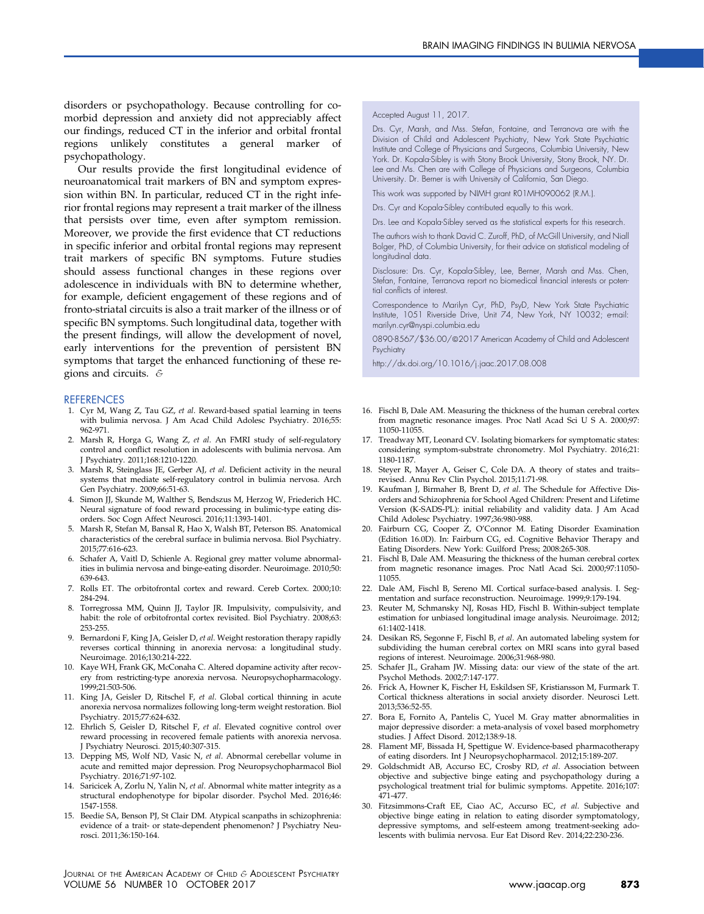disorders or psychopathology. Because controlling for comorbid depression and anxiety did not appreciably affect our findings, reduced CT in the inferior and orbital frontal regions unlikely constitutes a general marker of psychopathology.

Our results provide the first longitudinal evidence of neuroanatomical trait markers of BN and symptom expression within BN. In particular, reduced CT in the right inferior frontal regions may represent a trait marker of the illness that persists over time, even after symptom remission. Moreover, we provide the first evidence that CT reductions in specific inferior and orbital frontal regions may represent trait markers of specific BN symptoms. Future studies should assess functional changes in these regions over adolescence in individuals with BN to determine whether, for example, deficient engagement of these regions and of fronto-striatal circuits is also a trait marker of the illness or of specific BN symptoms. Such longitudinal data, together with the present findings, will allow the development of novel, early interventions for the prevention of persistent BN symptoms that target the enhanced functioning of these regions and circuits. &

## REFERENCES

1. Cyr M, Wang Z, Tau GZ, *et al*. Reward-based spatial learning in teens with bulimia nervosa. J Am Acad Child Adolesc Psychiatry. 2016;55: 962-971.
2. Marsh R, Horga G, Wang Z, *et al*. An FMRI study of self-regulatory control and conflict resolution in adolescents with bulimia nervosa. Am J Psychiatry. 2011;168:1210-1220.
3. Marsh R, Steinglass JE, Gerber AJ, *et al*. Deficient activity in the neural systems that mediate self-regulatory control in bulimia nervosa. Arch Gen Psychiatry. 2009;66:51-63.
4. Simon JJ, Skunde M, Walther S, Bendszus M, Herzog W, Friederich HC. Neural signature of food reward processing in bulimic-type eating disorders. Soc Cogn Affect Neurosci. 2016;11:1393-1401.
5. Marsh R, Stefan M, Bansal R, Hao X, Walsh BT, Peterson BS. Anatomical characteristics of the cerebral surface in bulimia nervosa. Biol Psychiatry. 2015;77:616-623.
6. Schafer A, Vaitl D, Schienle A. Regional grey matter volume abnormalities in bulimia nervosa and binge-eating disorder. Neuroimage. 2010;50: 639-643.
7. Rolls ET. The orbitofrontal cortex and reward. Cereb Cortex. 2000;10: 284-294.
8. Torregrossa MM, Quinn JJ, Taylor JR. Impulsivity, compulsivity, and habit: the role of orbitofrontal cortex revisited. Biol Psychiatry. 2008;63: 253-255.
9. Bernardoni F, King JA, Geisler D, *et al*. Weight restoration therapy rapidly reverses cortical thinning in anorexia nervosa: a longitudinal study. Neuroimage. 2016;130:214-222.
10. Kaye WH, Frank GK, McConaha C. Altered dopamine activity after recovery from restricting-type anorexia nervosa. Neuropsychopharmacology. 1999;21:503-506.
11. King JA, Geisler D, Ritschel F, *et al*. Global cortical thinning in acute anorexia nervosa normalizes following long-term weight restoration. Biol Psychiatry. 2015;77:624-632.
12. Ehrlich S, Geisler D, Ritschel F, *et al*. Elevated cognitive control over reward processing in recovered female patients with anorexia nervosa. J Psychiatry Neurosci. 2015;40:307-315.
13. Depping MS, Wolf ND, Vasic N, *et al*. Abnormal cerebellar volume in acute and remitted major depression. Prog Neuropsychopharmacol Biol Psychiatry. 2016;71:97-102.
14. Saricicek A, Zorlu N, Yalin N, *et al*. Abnormal white matter integrity as a structural endophenotype for bipolar disorder. Psychol Med. 2016;46: 1547-1558.
15. Beedie SA, Benson PJ, St Clair DM. Atypical scanpaths in schizophrenia: evidence of a trait- or state-dependent phenomenon? J Psychiatry Neurosci. 2011;36:150-164.
16. Fischl B, Dale AM. Measuring the thickness of the human cerebral cortex from magnetic resonance images. Proc Natl Acad Sci U S A. 2000;97: 11050-11055.
17. Treadway MT, Leonard CV. Isolating biomarkers for symptomatic states: considering symptom-substrate chronometry. Mol Psychiatry. 2016;21: 1180-1187.
18. Steyer R, Mayer A, Geiser C, Cole DA. A theory of states and traits–revised. Annu Rev Clin Psychol. 2015;11:71-98.
19. Kaufman J, Birmaher B, Brent D, *et al*. The Schedule for Affective Disorders and Schizophrenia for School Aged Children: Present and Lifetime Version (K-SADS-PL): initial reliability and validity data. J Am Acad Child Adolesc Psychiatry. 1997;36:980-988.
20. Fairburn CG, Cooper Z, O'Connor M. Eating Disorder Examination (Edition 16.0D). In: Fairburn CG, ed. Cognitive Behavior Therapy and Eating Disorders. New York: Guilford Press; 2008:265-308.
21. Fischl B, Dale AM. Measuring the thickness of the human cerebral cortex from magnetic resonance images. Proc Natl Acad Sci. 2000;97:11050-11055.
22. Dale AM, Fischl B, Sereno MI. Cortical surface-based analysis. I. Segmentation and surface reconstruction. Neuroimage. 1999;9:179-194.
23. Reuter M, Schmansky NJ, Rosas HD, Fischl B. Within-subject template estimation for unbiased longitudinal image analysis. Neuroimage. 2012; 61:1402-1418.
24. Desikan RS, Segonne F, Fischl B, *et al*. An automated labeling system for subdividing the human cerebral cortex on MRI scans into gyral based regions of interest. Neuroimage. 2006;31:968-980.
25. Schafer JL, Graham JW. Missing data: our view of the state of the art. Psychol Methods. 2002;7:147-177.
26. Frick A, Howner K, Fischer H, Eskildsen SF, Kristiansson M, Furmark T. Cortical thickness alterations in social anxiety disorder. Neurosci Lett. 2013;536:52-55.
27. Bora E, Fornito A, Pantelis C, Yucel M. Gray matter abnormalities in major depressive disorder: a meta-analysis of voxel based morphometry studies. J Affect Disord. 2012;138:9-18.
28. Flament MF, Bissada H, Spettigue W. Evidence-based pharmacotherapy of eating disorders. Int J Neuropsychopharmacol. 2012;15:189-207.
29. Goldschmidt AB, Accurso EC, Crosby RD, *et al*. Association between objective and subjective binge eating and psychopathology during a psychological treatment trial for bulimic symptoms. Appetite. 2016;107: 471-477.
30. Fitzsimmons-Craft EE, Ciao AC, Accurso EC, *et al*. Subjective and objective binge eating in relation to eating disorder symptomatology, depressive symptoms, and self-esteem among treatment-seeking adolescents with bulimia nervosa. Eur Eat Disord Rev. 2014;22:230-236.

Accepted August 11, 2017.

Drs. Cyr, Marsh, and Mss. Stefan, Fontaine, and Terranova are with the Division of Child and Adolescent Psychiatry, New York State Psychiatric Institute and College of Physicians and Surgeons, Columbia University, New York. Dr. Kopala-Sibley is with Stony Brook University, Stony Brook, NY. Dr. Lee and Ms. Chen are with College of Physicians and Surgeons, Columbia University. Dr. Berner is with University of California, San Diego.

This work was supported by NIMH grant R01MH090062 (R.M.).

Drs. Cyr and Kopala-Sibley contributed equally to this work.

Drs. Lee and Kopala-Sibley served as the statistical experts for this research.

The authors wish to thank David C. Zuroff, PhD, of McGill University, and Niall Bolger, PhD, of Columbia University, for their advice on statistical modeling of longitudinal data.

Disclosure: Drs. Cyr, Kopala-Sibley, Lee, Berner, Marsh and Mss. Chen, Stefan, Fontaine, Terranova report no biomedical financial interests or potential conflicts of interest.

Correspondence to Marilyn Cyr, PhD, PsyD, New York State Psychiatric Institute, 1051 Riverside Drive, Unit 74, New York, NY 10032; e-mail: marilyn.cyr@nyspi.columbia.edu

0890-8567/$36.00/©2017 American Academy of Child and Adolescent Psychiatry

http://dx.doi.org/10.1016/j.jaac.2017.08.008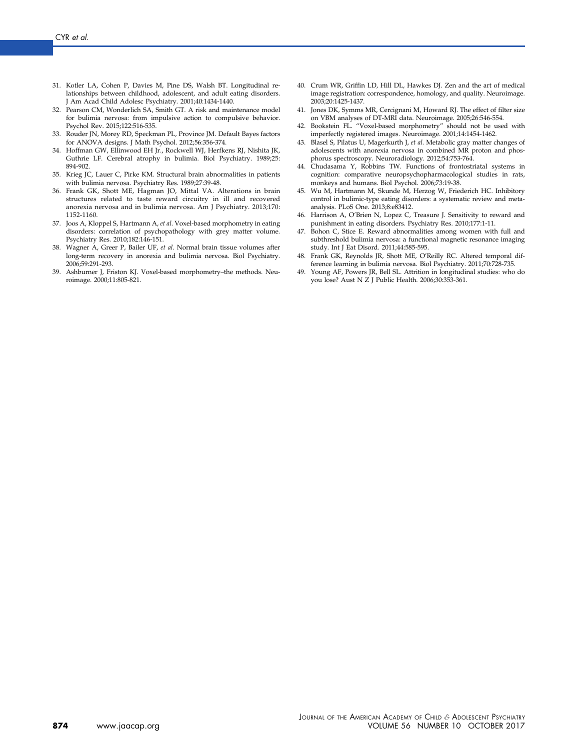31. Kotler LA, Cohen P, Davies M, Pine DS, Walsh BT. Longitudinal relationships between childhood, adolescent, and adult eating disorders. J Am Acad Child Adolesc Psychiatry. 2001;40:1434-1440.
32. Pearson CM, Wonderlich SA, Smith GT. A risk and maintenance model for bulimia nervosa: from impulsive action to compulsive behavior. Psychol Rev. 2015;122:516-535.
33. Rouder JN, Morey RD, Speckman PL, Province JM. Default Bayes factors for ANOVA designs. J Math Psychol. 2012;56:356-374.
34. Hoffman GW, Ellinwood EH Jr., Rockwell WJ, Herfkens RJ, Nishita JK, Guthrie LF. Cerebral atrophy in bulimia. Biol Psychiatry. 1989;25: 894-902.
35. Krieg JC, Lauer C, Pirke KM. Structural brain abnormalities in patients with bulimia nervosa. Psychiatry Res. 1989;27:39-48.
36. Frank GK, Shott ME, Hagman JO, Mittal VA. Alterations in brain structures related to taste reward circuitry in ill and recovered anorexia nervosa and in bulimia nervosa. Am J Psychiatry. 2013;170: 1152-1160.
37. Joos A, Kloppel S, Hartmann A, *et al*. Voxel-based morphometry in eating disorders: correlation of psychopathology with grey matter volume. Psychiatry Res. 2010;182:146-151.
38. Wagner A, Greer P, Bailer UF, *et al*. Normal brain tissue volumes after long-term recovery in anorexia and bulimia nervosa. Biol Psychiatry. 2006;59:291-293.
39. Ashburner J, Friston KJ. Voxel-based morphometry–the methods. Neuroimage. 2000;11:805-821.
40. Crum WR, Griffin LD, Hill DL, Hawkes DJ. Zen and the art of medical image registration: correspondence, homology, and quality. Neuroimage. 2003;20:1425-1437.
41. Jones DK, Symms MR, Cercignani M, Howard RJ. The effect of filter size on VBM analyses of DT-MRI data. Neuroimage. 2005;26:546-554.
42. Bookstein FL. "Voxel-based morphometry" should not be used with imperfectly registered images. Neuroimage. 2001;14:1454-1462.
43. Blasel S, Pilatus U, Magerkurth J, *et al*. Metabolic gray matter changes of adolescents with anorexia nervosa in combined MR proton and phosphorus spectroscopy. Neuroradiology. 2012;54:753-764.
44. Chudasama Y, Robbins TW. Functions of frontostriatal systems in cognition: comparative neuropsychopharmacological studies in rats, monkeys and humans. Biol Psychol. 2006;73:19-38.
45. Wu M, Hartmann M, Skunde M, Herzog W, Friederich HC. Inhibitory control in bulimic-type eating disorders: a systematic review and meta-analysis. PLoS One. 2013;8:e83412.
46. Harrison A, O'Brien N, Lopez C, Treasure J. Sensitivity to reward and punishment in eating disorders. Psychiatry Res. 2010;177:1-11.
47. Bohon C, Stice E. Reward abnormalities among women with full and subthreshold bulimia nervosa: a functional magnetic resonance imaging study. Int J Eat Disord. 2011;44:585-595.
48. Frank GK, Reynolds JR, Shott ME, O'Reilly RC. Altered temporal difference learning in bulimia nervosa. Biol Psychiatry. 2011;70:728-735.
49. Young AF, Powers JR, Bell SL. Attrition in longitudinal studies: who do you lose? Aust N Z J Public Health. 2006;30:353-361.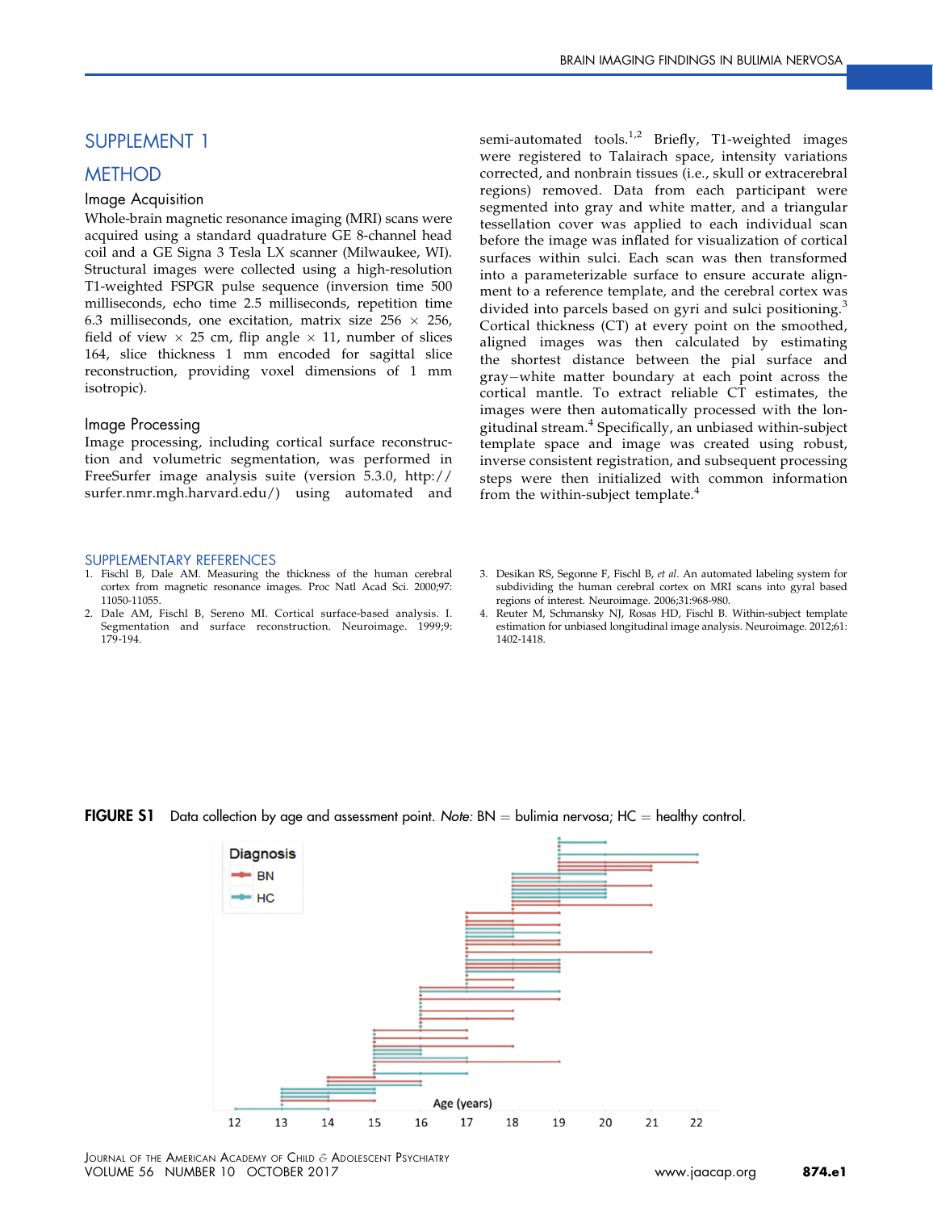## SUPPLEMENT 1

## METHOD

### Image Acquisition

Whole-brain magnetic resonance imaging (MRI) scans were acquired using a standard quadrature GE 8-channel head coil and a GE Signa 3 Tesla LX scanner (Milwaukee, WI). Structural images were collected using a high-resolution T1-weighted FSPGR pulse sequence (inversion time 500 milliseconds, echo time 2.5 milliseconds, repetition time 6.3 milliseconds, one excitation, matrix size 256 × 256, field of view × 25 cm, flip angle × 11, number of slices 164, slice thickness 1 mm encoded for sagittal slice reconstruction, providing voxel dimensions of 1 mm isotropic).

### Image Processing

Image processing, including cortical surface reconstruction and volumetric segmentation, was performed in FreeSurfer image analysis suite (version 5.3.0, http://surfer.nmr.mgh.harvard.edu/) using automated and semi-automated tools.[1,2] Briefly, T1-weighted images were registered to Talairach space, intensity variations corrected, and nonbrain tissues (i.e., skull or extracerebral regions) removed. Data from each participant were segmented into gray and white matter, and a triangular tessellation cover was applied to each individual scan before the image was inflated for visualization of cortical surfaces within sulci. Each scan was then transformed into a parameterizable surface to ensure accurate alignment to a reference template, and the cerebral cortex was divided into parcels based on gyri and sulci positioning.[3] Cortical thickness (CT) at every point on the smoothed, aligned images was then calculated by estimating the shortest distance between the pial surface and gray−white matter boundary at each point across the cortical mantle. To extract reliable CT estimates, the images were then automatically processed with the longitudinal stream.[4] Specifically, an unbiased within-subject template space and image was created using robust, inverse consistent registration, and subsequent processing steps were then initialized with common information from the within-subject template.[4]

## SUPPLEMENTARY REFERENCES

1. Fischl B, Dale AM. Measuring the thickness of the human cerebral cortex from magnetic resonance images. Proc Natl Acad Sci. 2000;97:11050-11055.
2. Dale AM, Fischl B, Sereno MI. Cortical surface-based analysis. I. Segmentation and surface reconstruction. Neuroimage. 1999;9:179-194.
3. Desikan RS, Segonne F, Fischl B, *et al*. An automated labeling system for subdividing the human cerebral cortex on MRI scans into gyral based regions of interest. Neuroimage. 2006;31:968-980.
4. Reuter M, Schmansky NJ, Rosas HD, Fischl B. Within-subject template estimation for unbiased longitudinal image analysis. Neuroimage. 2012;61:1402-1418.

**FIGURE S1** Data collection by age and assessment point. *Note:* BN = bulimia nervosa; HC = healthy control.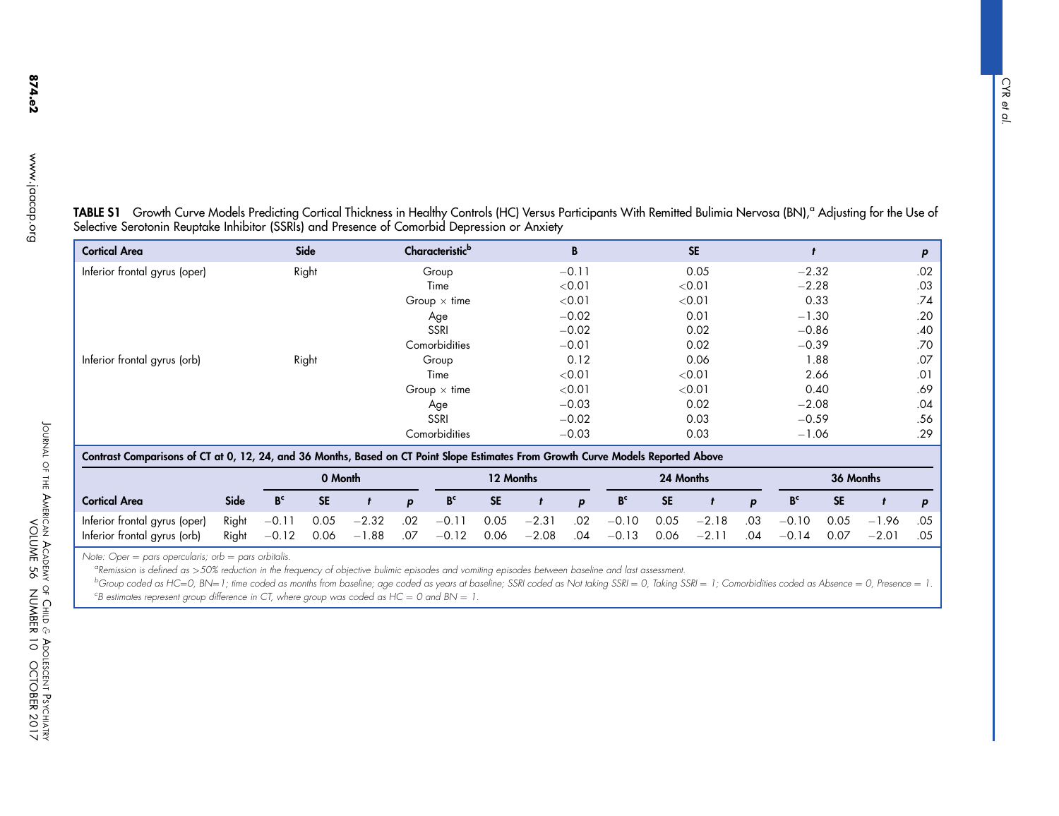**TABLE S1** Growth Curve Models Predicting Cortical Thickness in Healthy Controls (HC) Versus Participants With Remitted Bulimia Nervosa (BN),[a] Adjusting for the Use of Selective Serotonin Reuptake Inhibitor (SSRIs) and Presence of Comorbid Depression or Anxiety

| Cortical Area | Side | Characteristic[b] | B | SE | t | p |
|---|---|---|---|---|---|---|
| Inferior frontal gyrus (oper) | Right | Group | −0.11 | 0.05 | −2.32 | .02 |
| | | Time | <0.01 | <0.01 | −2.28 | .03 |
| | | Group × time | <0.01 | <0.01 | 0.33 | .74 |
| | | Age | −0.02 | 0.01 | −1.30 | .20 |
| | | SSRI | −0.02 | 0.02 | −0.86 | .40 |
| | | Comorbidities | −0.01 | 0.02 | −0.39 | .70 |
| Inferior frontal gyrus (orb) | Right | Group | 0.12 | 0.06 | 1.88 | .07 |
| | | Time | <0.01 | <0.01 | 2.66 | .01 |
| | | Group × time | <0.01 | <0.01 | 0.40 | .69 |
| | | Age | −0.03 | 0.02 | −2.08 | .04 |
| | | SSRI | −0.02 | 0.03 | −0.59 | .56 |
| | | Comorbidities | −0.03 | 0.03 | −1.06 | .29 |

**Contrast Comparisons of CT at 0, 12, 24, and 36 Months, Based on CT Point Slope Estimates From Growth Curve Models Reported Above**

| | | 0 Month | | | | 12 Months | | | | 24 Months | | | | 36 Months | | | |
|---|---|---|---|---|---|---|---|---|---|---|---|---|---|---|---|---|---|
| **Cortical Area** | **Side** | **B[c]** | **SE** | **t** | **p** | **B[c]** | **SE** | **t** | **p** | **B[c]** | **SE** | **t** | **p** | **B[c]** | **SE** | **t** | **p** |
| Inferior frontal gyrus (oper) | Right | −0.11 | 0.05 | −2.32 | .02 | −0.11 | 0.05 | −2.31 | .02 | −0.10 | 0.05 | −2.18 | .03 | −0.10 | 0.05 | −1.96 | .05 |
| Inferior frontal gyrus (orb) | Right | −0.12 | 0.06 | −1.88 | .07 | −0.12 | 0.06 | −2.08 | .04 | −0.13 | 0.06 | −2.11 | .04 | −0.14 | 0.07 | −2.01 | .05 |

*Note: Oper = pars opercularis; orb = pars orbitalis.*

[a] *Remission is defined as >50% reduction in the frequency of objective bulimic episodes and vomiting episodes between baseline and last assessment.*

[b] *Group coded as HC=0, BN=1; time coded as months from baseline; age coded as years at baseline; SSRI coded as Not taking SSRI = 0, Taking SSRI = 1; Comorbidities coded as Absence = 0, Presence = 1.*

[c] *B estimates represent group difference in CT, where group was coded as HC = 0 and BN = 1.*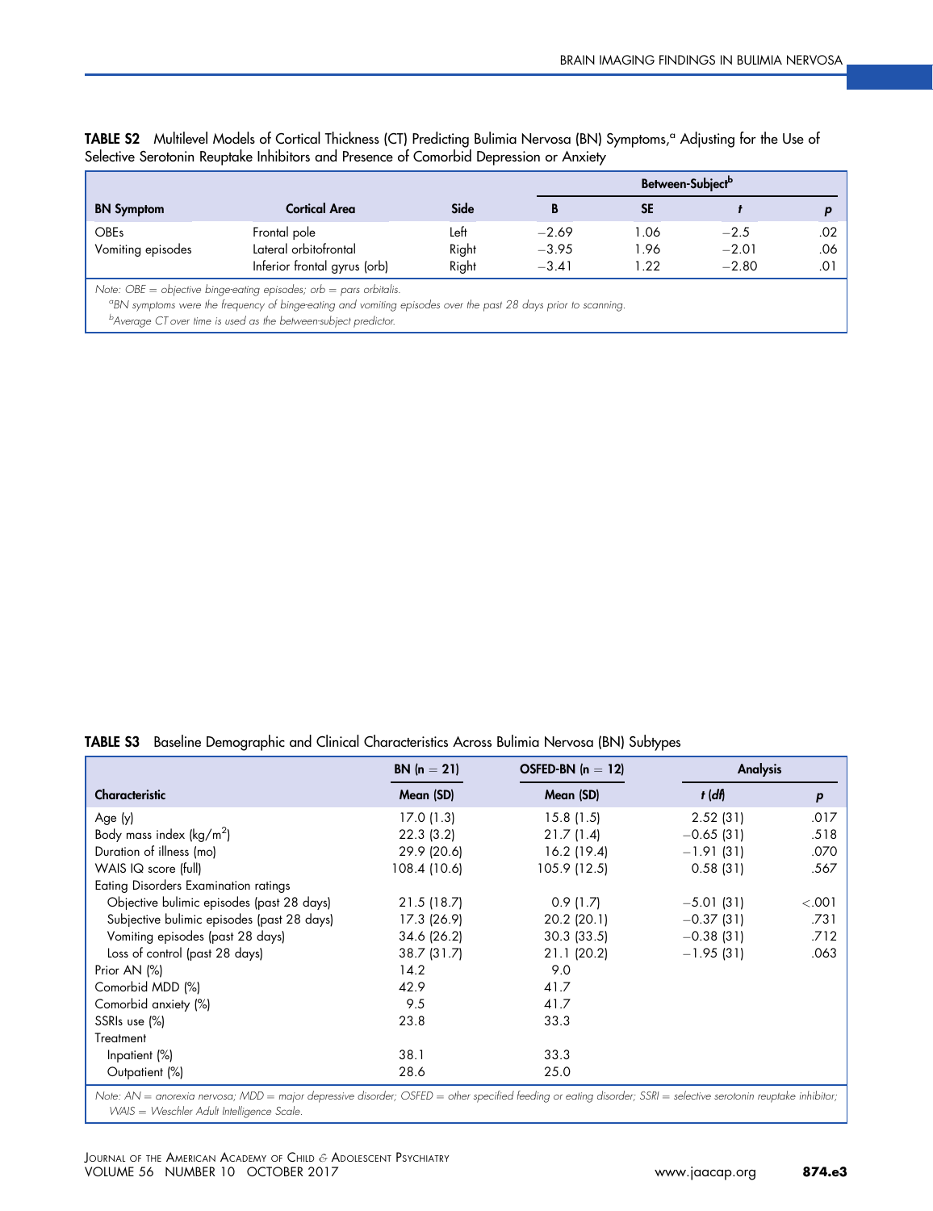**TABLE S2** Multilevel Models of Cortical Thickness (CT) Predicting Bulimia Nervosa (BN) Symptoms,[a] Adjusting for the Use of Selective Serotonin Reuptake Inhibitors and Presence of Comorbid Depression or Anxiety

| | | | Between-Subject[b] | | | |
|---|---|---|---|---|---|---|
| **BN Symptom** | **Cortical Area** | **Side** | **B** | **SE** | ***t*** | ***p*** |
| OBEs | Frontal pole | Left | −2.69 | 1.06 | −2.5 | .02 |
| Vomiting episodes | Lateral orbitofrontal | Right | −3.95 | 1.96 | −2.01 | .06 |
| | Inferior frontal gyrus (orb) | Right | −3.41 | 1.22 | −2.80 | .01 |

*Note: OBE = objective binge-eating episodes; orb = pars orbitalis.*
[a]*BN symptoms were the frequency of binge-eating and vomiting episodes over the past 28 days prior to scanning.*
[b]*Average CT over time is used as the between-subject predictor.*

**TABLE S3** Baseline Demographic and Clinical Characteristics Across Bulimia Nervosa (BN) Subtypes

| | BN (n = 21) | OSFED-BN (n = 12) | Analysis | |
|---|---|---|---|---|
| **Characteristic** | **Mean (SD)** | **Mean (SD)** | ***t* (*df*)** | ***p*** |
| Age (y) | 17.0 (1.3) | 15.8 (1.5) | 2.52 (31) | .017 |
| Body mass index (kg/m$^2$) | 22.3 (3.2) | 21.7 (1.4) | −0.65 (31) | .518 |
| Duration of illness (mo) | 29.9 (20.6) | 16.2 (19.4) | −1.91 (31) | .070 |
| WAIS IQ score (full) | 108.4 (10.6) | 105.9 (12.5) | 0.58 (31) | .567 |
| Eating Disorders Examination ratings | | | | |
| Objective bulimic episodes (past 28 days) | 21.5 (18.7) | 0.9 (1.7) | −5.01 (31) | <.001 |
| Subjective bulimic episodes (past 28 days) | 17.3 (26.9) | 20.2 (20.1) | −0.37 (31) | .731 |
| Vomiting episodes (past 28 days) | 34.6 (26.2) | 30.3 (33.5) | −0.38 (31) | .712 |
| Loss of control (past 28 days) | 38.7 (31.7) | 21.1 (20.2) | −1.95 (31) | .063 |
| Prior AN (%) | 14.2 | 9.0 | | |
| Comorbid MDD (%) | 42.9 | 41.7 | | |
| Comorbid anxiety (%) | 9.5 | 41.7 | | |
| SSRIs use (%) | 23.8 | 33.3 | | |
| Treatment | | | | |
| Inpatient (%) | 38.1 | 33.3 | | |
| Outpatient (%) | 28.6 | 25.0 | | |

*Note: AN = anorexia nervosa; MDD = major depressive disorder; OSFED = other specified feeding or eating disorder; SSRI = selective serotonin reuptake inhibitor; WAIS = Weschler Adult Intelligence Scale.*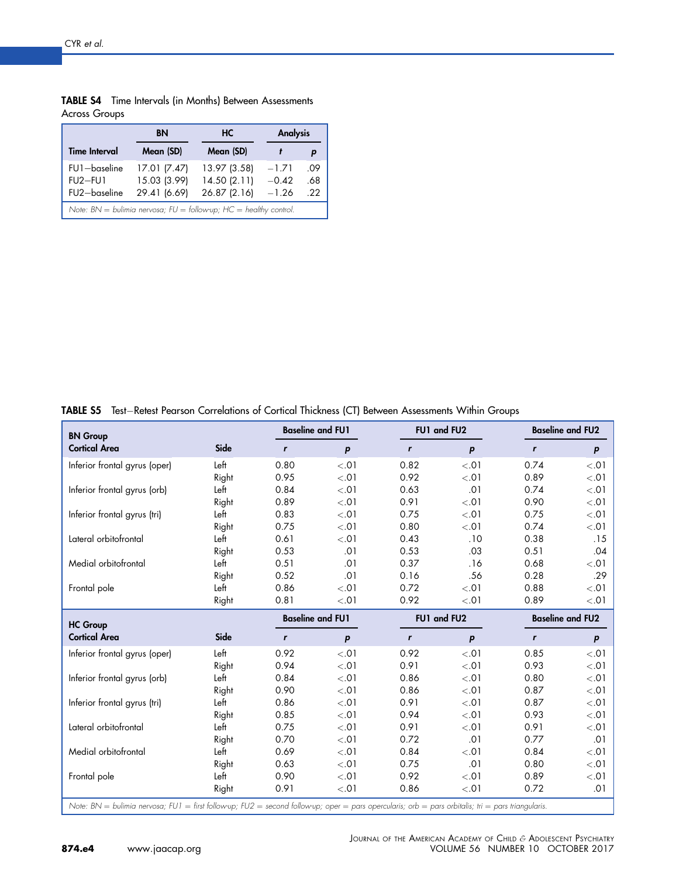**TABLE S4** Time Intervals (in Months) Between Assessments Across Groups

| | BN | HC | Analysis | |
|---|---|---|---|---|
| Time Interval | Mean (SD) | Mean (SD) | *t* | *p* |
| FU1−baseline | 17.01 (7.47) | 13.97 (3.58) | −1.71 | .09 |
| FU2−FU1 | 15.03 (3.99) | 14.50 (2.11) | −0.42 | .68 |
| FU2−baseline | 29.41 (6.69) | 26.87 (2.16) | −1.26 | .22 |

*Note: BN = bulimia nervosa; FU = follow-up; HC = healthy control.*

**TABLE S5** Test−Retest Pearson Correlations of Cortical Thickness (CT) Between Assessments Within Groups

| **BN Group** | | Baseline and FU1 | | FU1 and FU2 | | Baseline and FU2 | |
|---|---|---|---|---|---|---|---|
| **Cortical Area** | **Side** | *r* | *p* | *r* | *p* | *r* | *p* |
| Inferior frontal gyrus (oper) | Left | 0.80 | <.01 | 0.82 | <.01 | 0.74 | <.01 |
| | Right | 0.95 | <.01 | 0.92 | <.01 | 0.89 | <.01 |
| Inferior frontal gyrus (orb) | Left | 0.84 | <.01 | 0.63 | .01 | 0.74 | <.01 |
| | Right | 0.89 | <.01 | 0.91 | <.01 | 0.90 | <.01 |
| Inferior frontal gyrus (tri) | Left | 0.83 | <.01 | 0.75 | <.01 | 0.75 | <.01 |
| | Right | 0.75 | <.01 | 0.80 | <.01 | 0.74 | <.01 |
| Lateral orbitofrontal | Left | 0.61 | <.01 | 0.43 | .10 | 0.38 | .15 |
| | Right | 0.53 | .01 | 0.53 | .03 | 0.51 | .04 |
| Medial orbitofrontal | Left | 0.51 | .01 | 0.37 | .16 | 0.68 | <.01 |
| | Right | 0.52 | .01 | 0.16 | .56 | 0.28 | .29 |
| Frontal pole | Left | 0.86 | <.01 | 0.72 | <.01 | 0.88 | <.01 |
| | Right | 0.81 | <.01 | 0.92 | <.01 | 0.89 | <.01 |
| **HC Group** | | Baseline and FU1 | | FU1 and FU2 | | Baseline and FU2 | |
| **Cortical Area** | **Side** | *r* | *p* | *r* | *p* | *r* | *p* |
| Inferior frontal gyrus (oper) | Left | 0.92 | <.01 | 0.92 | <.01 | 0.85 | <.01 |
| | Right | 0.94 | <.01 | 0.91 | <.01 | 0.93 | <.01 |
| Inferior frontal gyrus (orb) | Left | 0.84 | <.01 | 0.86 | <.01 | 0.80 | <.01 |
| | Right | 0.90 | <.01 | 0.86 | <.01 | 0.87 | <.01 |
| Inferior frontal gyrus (tri) | Left | 0.86 | <.01 | 0.91 | <.01 | 0.87 | <.01 |
| | Right | 0.85 | <.01 | 0.94 | <.01 | 0.93 | <.01 |
| Lateral orbitofrontal | Left | 0.75 | <.01 | 0.91 | <.01 | 0.91 | <.01 |
| | Right | 0.70 | <.01 | 0.72 | .01 | 0.77 | .01 |
| Medial orbitofrontal | Left | 0.69 | <.01 | 0.84 | <.01 | 0.84 | <.01 |
| | Right | 0.63 | <.01 | 0.75 | .01 | 0.80 | <.01 |
| Frontal pole | Left | 0.90 | <.01 | 0.92 | <.01 | 0.89 | <.01 |
| | Right | 0.91 | <.01 | 0.86 | <.01 | 0.72 | .01 |

*Note: BN = bulimia nervosa; FU1 = first follow-up; FU2 = second follow-up; oper = pars opercularis; orb = pars orbitalis; tri = pars triangularis.*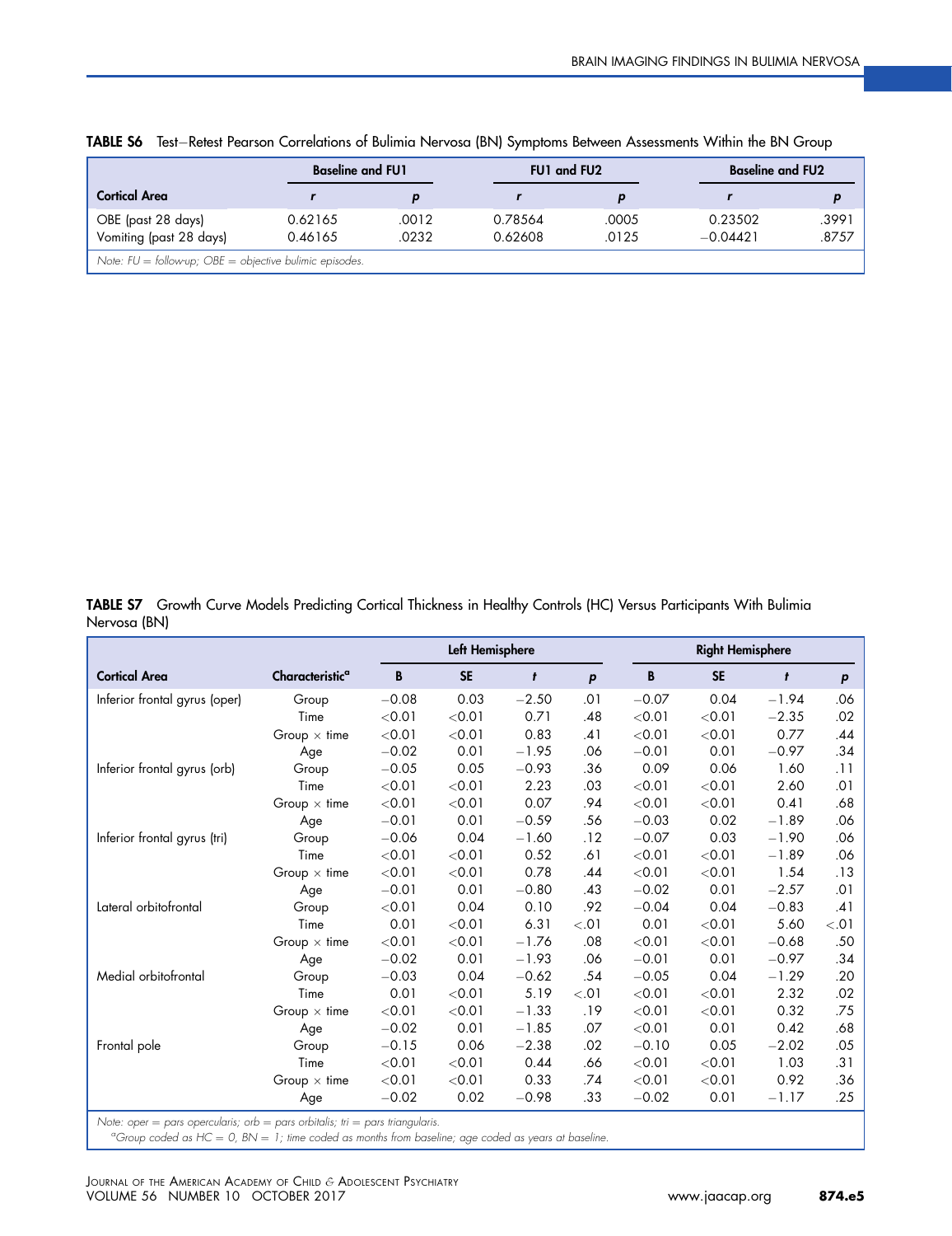**TABLE S6** Test–Retest Pearson Correlations of Bulimia Nervosa (BN) Symptoms Between Assessments Within the BN Group

| Cortical Area | Baseline and FU1 | | FU1 and FU2 | | Baseline and FU2 | |
|---|---|---|---|---|---|---|
| | *r* | *p* | *r* | *p* | *r* | *p* |
| OBE (past 28 days) | 0.62165 | .0012 | 0.78564 | .0005 | 0.23502 | .3991 |
| Vomiting (past 28 days) | 0.46165 | .0232 | 0.62608 | .0125 | −0.04421 | .8757 |

*Note: FU = follow-up; OBE = objective bulimic episodes.*

**TABLE S7** Growth Curve Models Predicting Cortical Thickness in Healthy Controls (HC) Versus Participants With Bulimia Nervosa (BN)

| Cortical Area | Characteristic[a] | Left Hemisphere | | | | Right Hemisphere | | | |
|---|---|---|---|---|---|---|---|---|---|
| | | B | SE | *t* | *p* | B | SE | *t* | *p* |
| Inferior frontal gyrus (oper) | Group | −0.08 | 0.03 | −2.50 | .01 | −0.07 | 0.04 | −1.94 | .06 |
| | Time | <0.01 | <0.01 | 0.71 | .48 | <0.01 | <0.01 | −2.35 | .02 |
| | Group × time | <0.01 | <0.01 | 0.83 | .41 | <0.01 | <0.01 | 0.77 | .44 |
| | Age | −0.02 | 0.01 | −1.95 | .06 | −0.01 | 0.01 | −0.97 | .34 |
| Inferior frontal gyrus (orb) | Group | −0.05 | 0.05 | −0.93 | .36 | 0.09 | 0.06 | 1.60 | .11 |
| | Time | <0.01 | <0.01 | 2.23 | .03 | <0.01 | <0.01 | 2.60 | .01 |
| | Group × time | <0.01 | <0.01 | 0.07 | .94 | <0.01 | <0.01 | 0.41 | .68 |
| | Age | −0.01 | 0.01 | −0.59 | .56 | −0.03 | 0.02 | −1.89 | .06 |
| Inferior frontal gyrus (tri) | Group | −0.06 | 0.04 | −1.60 | .12 | −0.07 | 0.03 | −1.90 | .06 |
| | Time | <0.01 | <0.01 | 0.52 | .61 | <0.01 | <0.01 | −1.89 | .06 |
| | Group × time | <0.01 | <0.01 | 0.78 | .44 | <0.01 | <0.01 | 1.54 | .13 |
| | Age | −0.01 | 0.01 | −0.80 | .43 | −0.02 | 0.01 | −2.57 | .01 |
| Lateral orbitofrontal | Group | <0.01 | 0.04 | 0.10 | .92 | −0.04 | 0.04 | −0.83 | .41 |
| | Time | 0.01 | <0.01 | 6.31 | <.01 | 0.01 | <0.01 | 5.60 | <.01 |
| | Group × time | <0.01 | <0.01 | −1.76 | .08 | <0.01 | <0.01 | −0.68 | .50 |
| | Age | −0.02 | 0.01 | −1.93 | .06 | −0.01 | 0.01 | −0.97 | .34 |
| Medial orbitofrontal | Group | −0.03 | 0.04 | −0.62 | .54 | −0.05 | 0.04 | −1.29 | .20 |
| | Time | 0.01 | <0.01 | 5.19 | <.01 | <0.01 | <0.01 | 2.32 | .02 |
| | Group × time | <0.01 | <0.01 | −1.33 | .19 | <0.01 | <0.01 | 0.32 | .75 |
| | Age | −0.02 | 0.01 | −1.85 | .07 | <0.01 | 0.01 | 0.42 | .68 |
| Frontal pole | Group | −0.15 | 0.06 | −2.38 | .02 | −0.10 | 0.05 | −2.02 | .05 |
| | Time | <0.01 | <0.01 | 0.44 | .66 | <0.01 | <0.01 | 1.03 | .31 |
| | Group × time | <0.01 | <0.01 | 0.33 | .74 | <0.01 | <0.01 | 0.92 | .36 |
| | Age | −0.02 | 0.02 | −0.98 | .33 | −0.02 | 0.01 | −1.17 | .25 |

*Note: oper = pars opercularis; orb = pars orbitalis; tri = pars triangularis.*

[a]*Group coded as HC = 0, BN = 1; time coded as months from baseline; age coded as years at baseline.*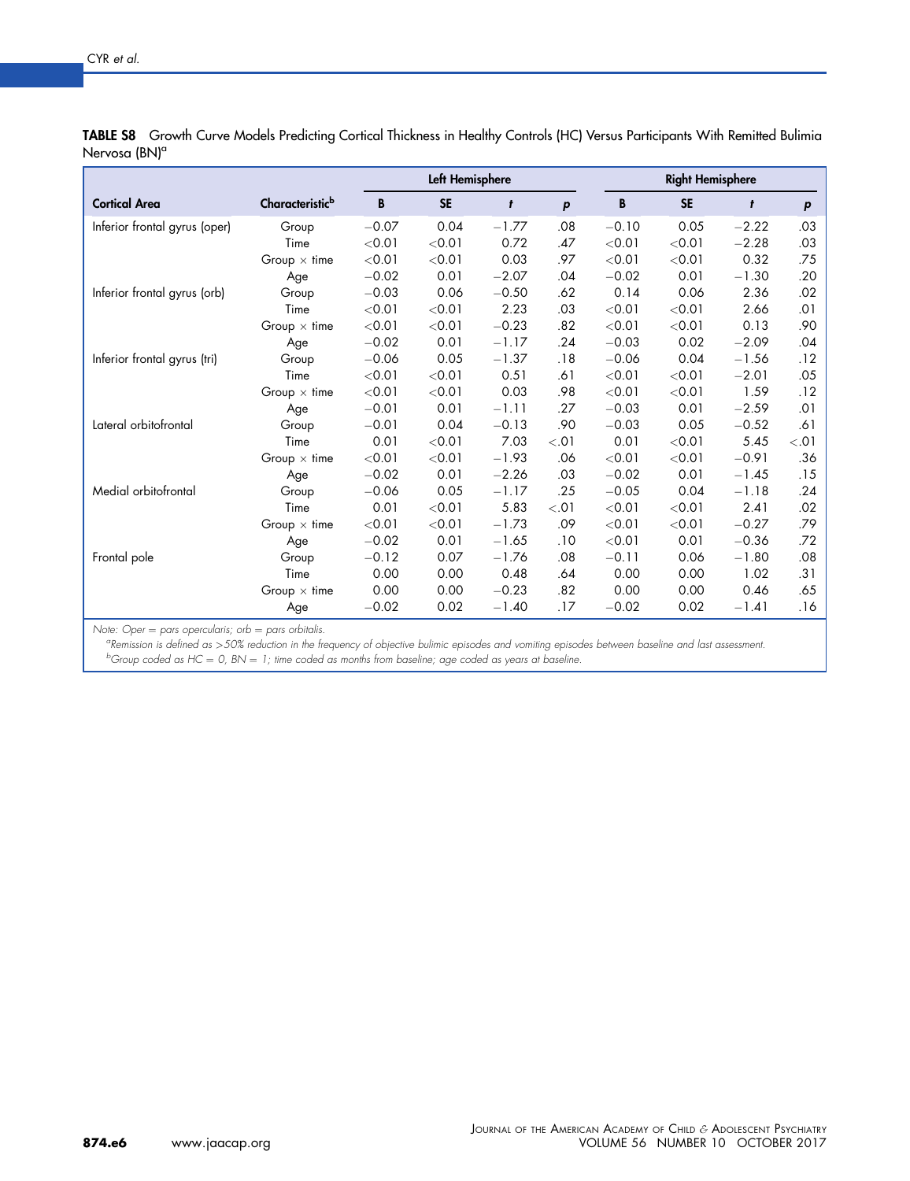**TABLE S8** Growth Curve Models Predicting Cortical Thickness in Healthy Controls (HC) Versus Participants With Remitted Bulimia Nervosa (BN)[a]

| Cortical Area | Characteristic[b] | Left Hemisphere | | | | Right Hemisphere | | | |
|---|---|---|---|---|---|---|---|---|---|
| | | B | SE | *t* | *p* | B | SE | *t* | *p* |
| Inferior frontal gyrus (oper) | Group | −0.07 | 0.04 | −1.77 | .08 | −0.10 | 0.05 | −2.22 | .03 |
| | Time | <0.01 | <0.01 | 0.72 | .47 | <0.01 | <0.01 | −2.28 | .03 |
| | Group × time | <0.01 | <0.01 | 0.03 | .97 | <0.01 | <0.01 | 0.32 | .75 |
| | Age | −0.02 | 0.01 | −2.07 | .04 | −0.02 | 0.01 | −1.30 | .20 |
| Inferior frontal gyrus (orb) | Group | −0.03 | 0.06 | −0.50 | .62 | 0.14 | 0.06 | 2.36 | .02 |
| | Time | <0.01 | <0.01 | 2.23 | .03 | <0.01 | <0.01 | 2.66 | .01 |
| | Group × time | <0.01 | <0.01 | −0.23 | .82 | <0.01 | <0.01 | 0.13 | .90 |
| | Age | −0.02 | 0.01 | −1.17 | .24 | −0.03 | 0.02 | −2.09 | .04 |
| Inferior frontal gyrus (tri) | Group | −0.06 | 0.05 | −1.37 | .18 | −0.06 | 0.04 | −1.56 | .12 |
| | Time | <0.01 | <0.01 | 0.51 | .61 | <0.01 | <0.01 | −2.01 | .05 |
| | Group × time | <0.01 | <0.01 | 0.03 | .98 | <0.01 | <0.01 | 1.59 | .12 |
| | Age | −0.01 | 0.01 | −1.11 | .27 | −0.03 | 0.01 | −2.59 | .01 |
| Lateral orbitofrontal | Group | −0.01 | 0.04 | −0.13 | .90 | −0.03 | 0.05 | −0.52 | .61 |
| | Time | 0.01 | <0.01 | 7.03 | <.01 | 0.01 | <0.01 | 5.45 | <.01 |
| | Group × time | <0.01 | <0.01 | −1.93 | .06 | <0.01 | <0.01 | −0.91 | .36 |
| | Age | −0.02 | 0.01 | −2.26 | .03 | −0.02 | 0.01 | −1.45 | .15 |
| Medial orbitofrontal | Group | −0.06 | 0.05 | −1.17 | .25 | −0.05 | 0.04 | −1.18 | .24 |
| | Time | 0.01 | <0.01 | 5.83 | <.01 | <0.01 | <0.01 | 2.41 | .02 |
| | Group × time | <0.01 | <0.01 | −1.73 | .09 | <0.01 | <0.01 | −0.27 | .79 |
| | Age | −0.02 | 0.01 | −1.65 | .10 | <0.01 | 0.01 | −0.36 | .72 |
| Frontal pole | Group | −0.12 | 0.07 | −1.76 | .08 | −0.11 | 0.06 | −1.80 | .08 |
| | Time | 0.00 | 0.00 | 0.48 | .64 | 0.00 | 0.00 | 1.02 | .31 |
| | Group × time | 0.00 | 0.00 | −0.23 | .82 | 0.00 | 0.00 | 0.46 | .65 |
| | Age | −0.02 | 0.02 | −1.40 | .17 | −0.02 | 0.02 | −1.41 | .16 |

*Note: Oper = pars opercularis; orb = pars orbitalis.*

[a]*Remission is defined as >50% reduction in the frequency of objective bulimic episodes and vomiting episodes between baseline and last assessment.*

[b]*Group coded as HC = 0, BN = 1; time coded as months from baseline; age coded as years at baseline.*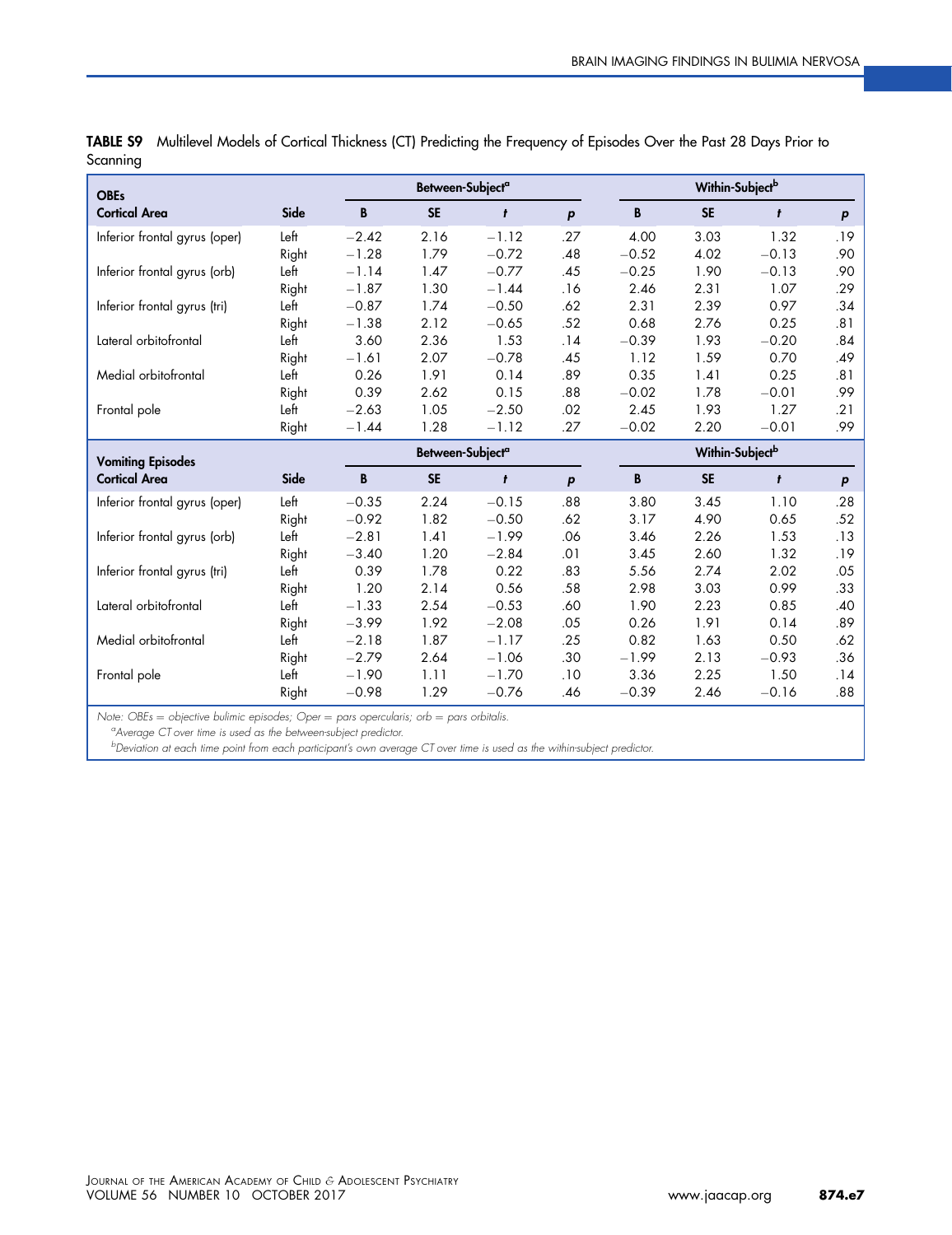**TABLE S9** Multilevel Models of Cortical Thickness (CT) Predicting the Frequency of Episodes Over the Past 28 Days Prior to Scanning

| OBEs Cortical Area | Side | Between-Subject[a] B | SE | t | p | Within-Subject[b] B | SE | t | p |
|---|---|---|---|---|---|---|---|---|---|
| Inferior frontal gyrus (oper) | Left | −2.42 | 2.16 | −1.12 | .27 | 4.00 | 3.03 | 1.32 | .19 |
| | Right | −1.28 | 1.79 | −0.72 | .48 | −0.52 | 4.02 | −0.13 | .90 |
| Inferior frontal gyrus (orb) | Left | −1.14 | 1.47 | −0.77 | .45 | −0.25 | 1.90 | −0.13 | .90 |
| | Right | −1.87 | 1.30 | −1.44 | .16 | 2.46 | 2.31 | 1.07 | .29 |
| Inferior frontal gyrus (tri) | Left | −0.87 | 1.74 | −0.50 | .62 | 2.31 | 2.39 | 0.97 | .34 |
| | Right | −1.38 | 2.12 | −0.65 | .52 | 0.68 | 2.76 | 0.25 | .81 |
| Lateral orbitofrontal | Left | 3.60 | 2.36 | 1.53 | .14 | −0.39 | 1.93 | −0.20 | .84 |
| | Right | −1.61 | 2.07 | −0.78 | .45 | 1.12 | 1.59 | 0.70 | .49 |
| Medial orbitofrontal | Left | 0.26 | 1.91 | 0.14 | .89 | 0.35 | 1.41 | 0.25 | .81 |
| | Right | 0.39 | 2.62 | 0.15 | .88 | −0.02 | 1.78 | −0.01 | .99 |
| Frontal pole | Left | −2.63 | 1.05 | −2.50 | .02 | 2.45 | 1.93 | 1.27 | .21 |
| | Right | −1.44 | 1.28 | −1.12 | .27 | −0.02 | 2.20 | −0.01 | .99 |
| **Vomiting Episodes Cortical Area** | **Side** | **Between-Subject[a] B** | **SE** | **t** | **p** | **Within-Subject[b] B** | **SE** | **t** | **p** |
| Inferior frontal gyrus (oper) | Left | −0.35 | 2.24 | −0.15 | .88 | 3.80 | 3.45 | 1.10 | .28 |
| | Right | −0.92 | 1.82 | −0.50 | .62 | 3.17 | 4.90 | 0.65 | .52 |
| Inferior frontal gyrus (orb) | Left | −2.81 | 1.41 | −1.99 | .06 | 3.46 | 2.26 | 1.53 | .13 |
| | Right | −3.40 | 1.20 | −2.84 | .01 | 3.45 | 2.60 | 1.32 | .19 |
| Inferior frontal gyrus (tri) | Left | 0.39 | 1.78 | 0.22 | .83 | 5.56 | 2.74 | 2.02 | .05 |
| | Right | 1.20 | 2.14 | 0.56 | .58 | 2.98 | 3.03 | 0.99 | .33 |
| Lateral orbitofrontal | Left | −1.33 | 2.54 | −0.53 | .60 | 1.90 | 2.23 | 0.85 | .40 |
| | Right | −3.99 | 1.92 | −2.08 | .05 | 0.26 | 1.91 | 0.14 | .89 |
| Medial orbitofrontal | Left | −2.18 | 1.87 | −1.17 | .25 | 0.82 | 1.63 | 0.50 | .62 |
| | Right | −2.79 | 2.64 | −1.06 | .30 | −1.99 | 2.13 | −0.93 | .36 |
| Frontal pole | Left | −1.90 | 1.11 | −1.70 | .10 | 3.36 | 2.25 | 1.50 | .14 |
| | Right | −0.98 | 1.29 | −0.76 | .46 | −0.39 | 2.46 | −0.16 | .88 |

*Note: OBEs = objective bulimic episodes; Oper = pars opercularis; orb = pars orbitalis.*

[a]*Average CT over time is used as the between-subject predictor.*

[b]*Deviation at each time point from each participant's own average CT over time is used as the within-subject predictor.*